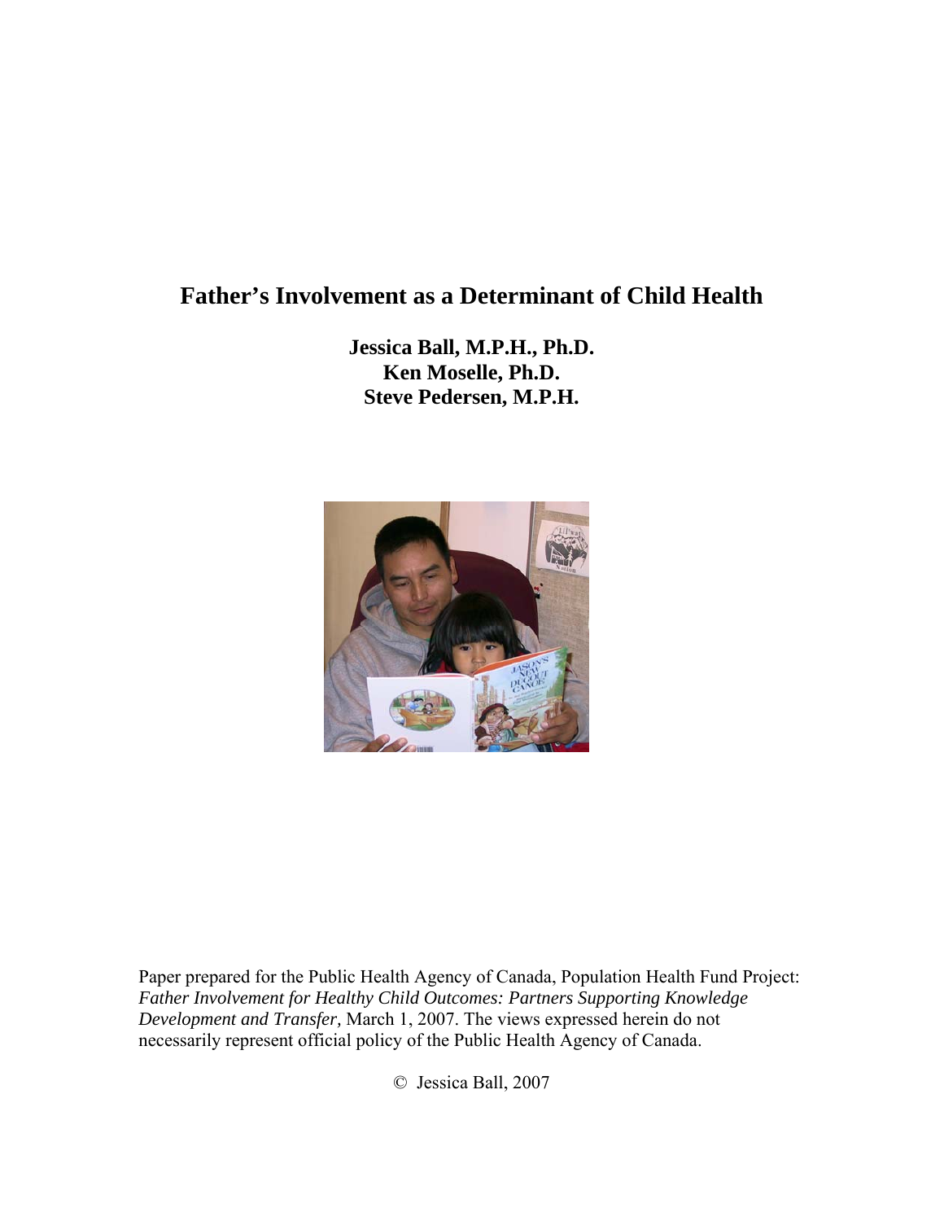# Father's Involvement as a Determinant of Child Health

**Jessica Ball, M.P.H., Ph.D.**
**Ken Moselle, Ph.D.**
**Steve Pedersen, M.P.H.**

Paper prepared for the Public Health Agency of Canada, Population Health Fund Project: *Father Involvement for Healthy Child Outcomes: Partners Supporting Knowledge Development and Transfer*, March 1, 2007. The views expressed herein do not necessarily represent official policy of the Public Health Agency of Canada.

© Jessica Ball, 2007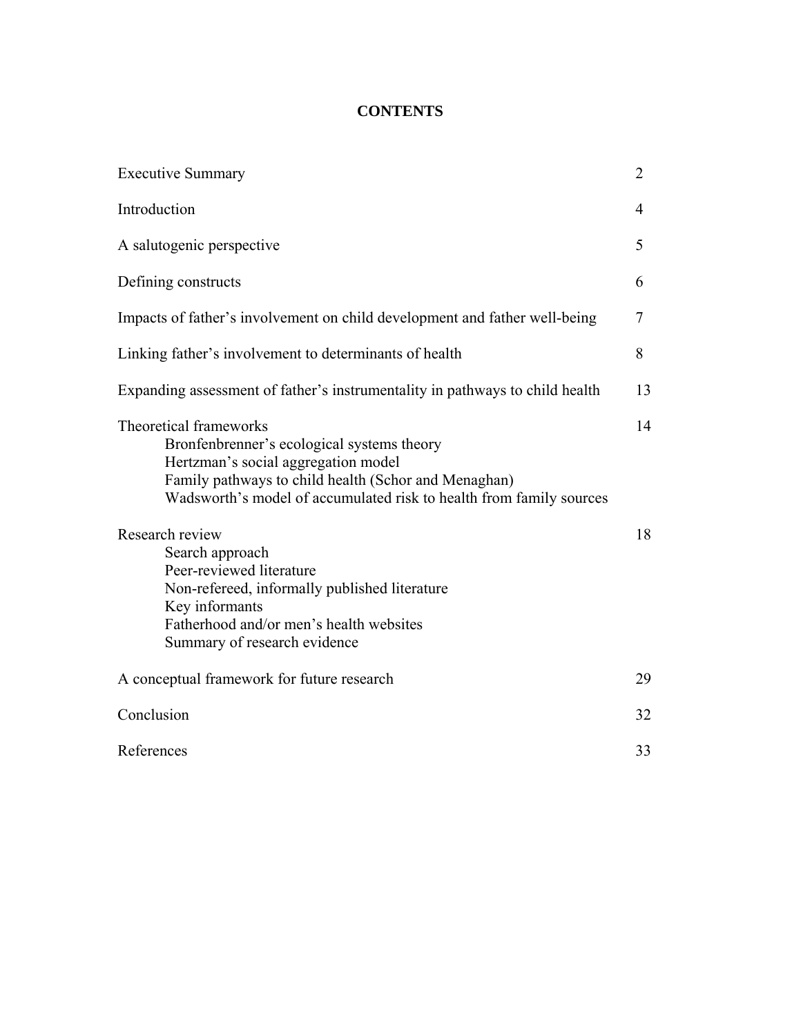# CONTENTS

| | |
|---|---|
| Executive Summary | 2 |
| Introduction | 4 |
| A salutogenic perspective | 5 |
| Defining constructs | 6 |
| Impacts of father's involvement on child development and father well-being | 7 |
| Linking father's involvement to determinants of health | 8 |
| Expanding assessment of father's instrumentality in pathways to child health | 13 |
| Theoretical frameworks | 14 |
| Bronfenbrenner's ecological systems theory | |
| Hertzman's social aggregation model | |
| Family pathways to child health (Schor and Menaghan) | |
| Wadsworth's model of accumulated risk to health from family sources | |
| Research review | 18 |
| Search approach | |
| Peer-reviewed literature | |
| Non-refereed, informally published literature | |
| Key informants | |
| Fatherhood and/or men's health websites | |
| Summary of research evidence | |
| A conceptual framework for future research | 29 |
| Conclusion | 32 |
| References | 33 |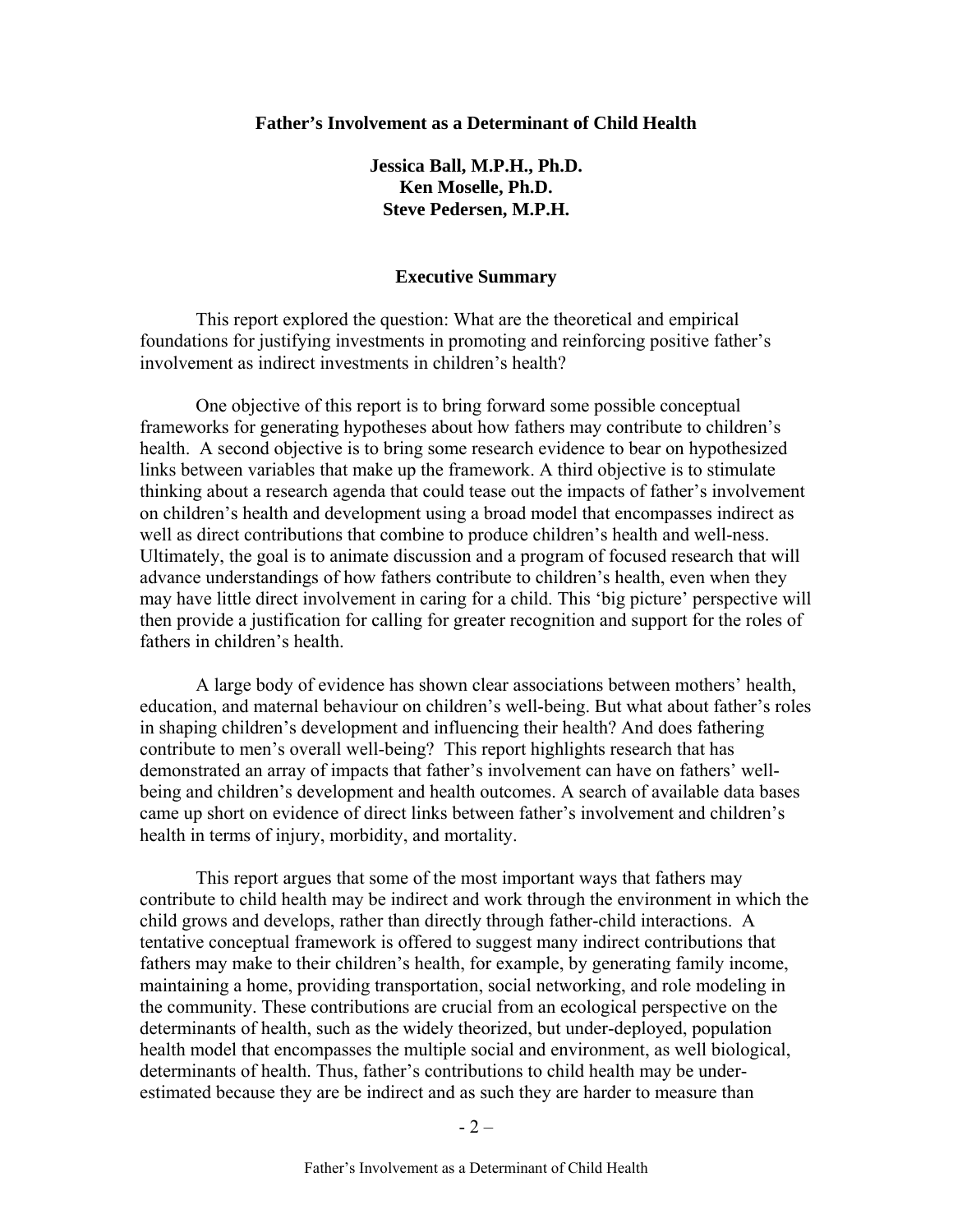**Father's Involvement as a Determinant of Child Health**

**Jessica Ball, M.P.H., Ph.D.**
**Ken Moselle, Ph.D.**
**Steve Pedersen, M.P.H.**

## Executive Summary

This report explored the question: What are the theoretical and empirical foundations for justifying investments in promoting and reinforcing positive father's involvement as indirect investments in children's health?

One objective of this report is to bring forward some possible conceptual frameworks for generating hypotheses about how fathers may contribute to children's health. A second objective is to bring some research evidence to bear on hypothesized links between variables that make up the framework. A third objective is to stimulate thinking about a research agenda that could tease out the impacts of father's involvement on children's health and development using a broad model that encompasses indirect as well as direct contributions that combine to produce children's health and well-ness. Ultimately, the goal is to animate discussion and a program of focused research that will advance understandings of how fathers contribute to children's health, even when they may have little direct involvement in caring for a child. This 'big picture' perspective will then provide a justification for calling for greater recognition and support for the roles of fathers in children's health.

A large body of evidence has shown clear associations between mothers' health, education, and maternal behaviour on children's well-being. But what about father's roles in shaping children's development and influencing their health? And does fathering contribute to men's overall well-being? This report highlights research that has demonstrated an array of impacts that father's involvement can have on fathers' well-being and children's development and health outcomes. A search of available data bases came up short on evidence of direct links between father's involvement and children's health in terms of injury, morbidity, and mortality.

This report argues that some of the most important ways that fathers may contribute to child health may be indirect and work through the environment in which the child grows and develops, rather than directly through father-child interactions. A tentative conceptual framework is offered to suggest many indirect contributions that fathers may make to their children's health, for example, by generating family income, maintaining a home, providing transportation, social networking, and role modeling in the community. These contributions are crucial from an ecological perspective on the determinants of health, such as the widely theorized, but under-deployed, population health model that encompasses the multiple social and environment, as well biological, determinants of health. Thus, father's contributions to child health may be under-estimated because they are be indirect and as such they are harder to measure than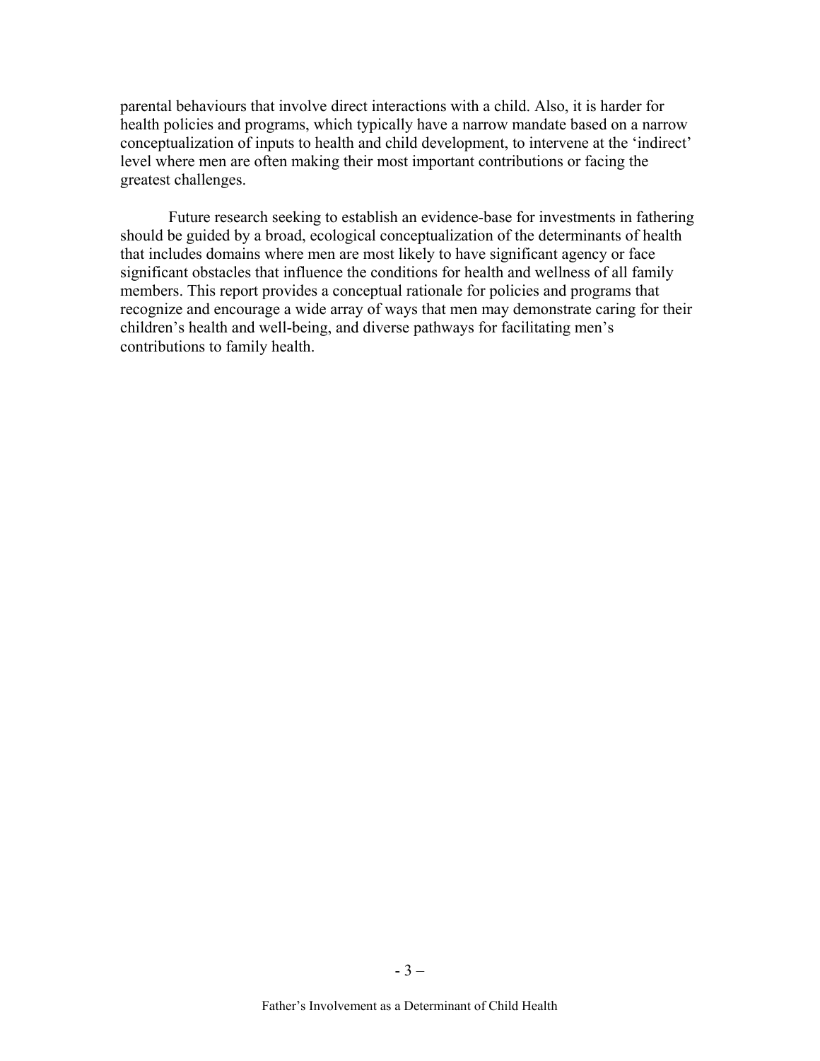parental behaviours that involve direct interactions with a child. Also, it is harder for health policies and programs, which typically have a narrow mandate based on a narrow conceptualization of inputs to health and child development, to intervene at the 'indirect' level where men are often making their most important contributions or facing the greatest challenges.

Future research seeking to establish an evidence-base for investments in fathering should be guided by a broad, ecological conceptualization of the determinants of health that includes domains where men are most likely to have significant agency or face significant obstacles that influence the conditions for health and wellness of all family members. This report provides a conceptual rationale for policies and programs that recognize and encourage a wide array of ways that men may demonstrate caring for their children's health and well-being, and diverse pathways for facilitating men's contributions to family health.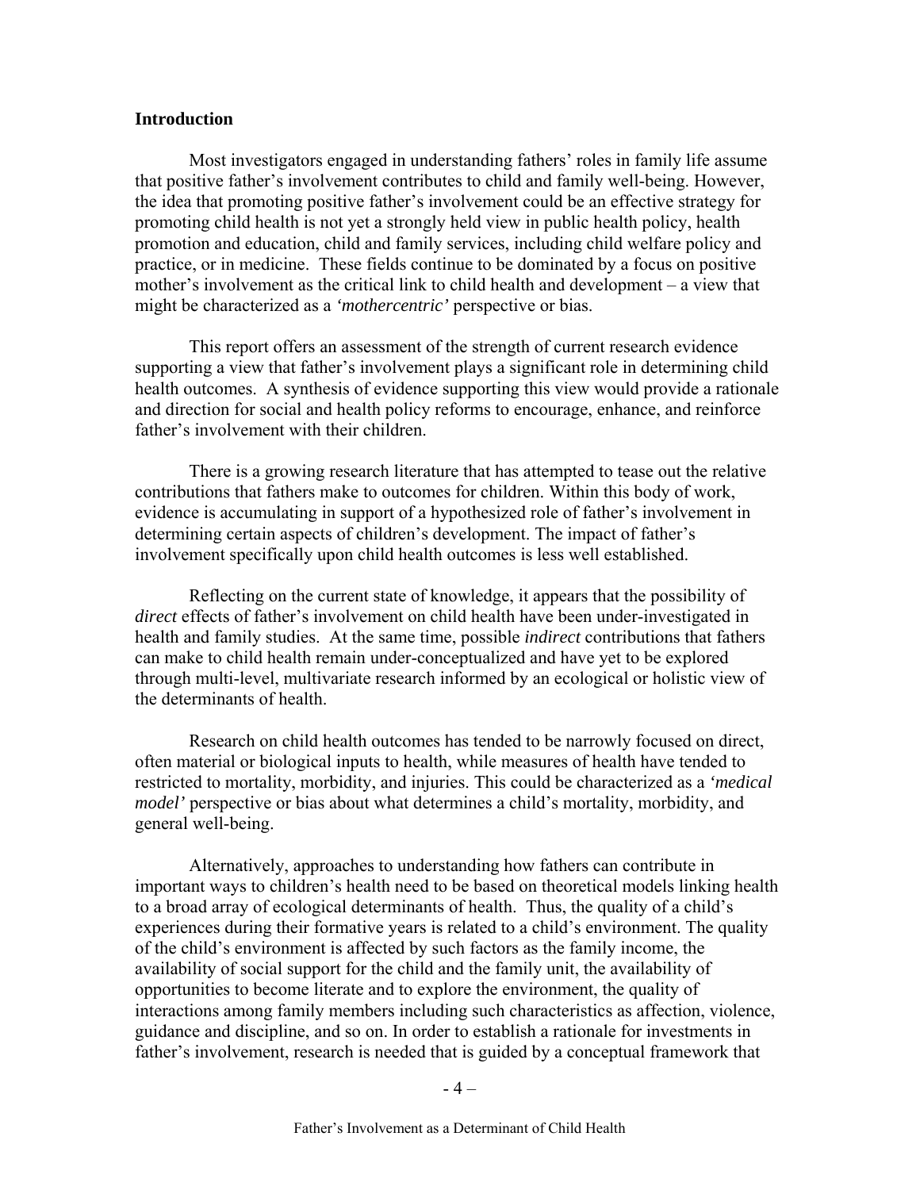## Introduction

Most investigators engaged in understanding fathers' roles in family life assume that positive father's involvement contributes to child and family well-being. However, the idea that promoting positive father's involvement could be an effective strategy for promoting child health is not yet a strongly held view in public health policy, health promotion and education, child and family services, including child welfare policy and practice, or in medicine. These fields continue to be dominated by a focus on positive mother's involvement as the critical link to child health and development – a view that might be characterized as a *'mothercentric'* perspective or bias.

This report offers an assessment of the strength of current research evidence supporting a view that father's involvement plays a significant role in determining child health outcomes. A synthesis of evidence supporting this view would provide a rationale and direction for social and health policy reforms to encourage, enhance, and reinforce father's involvement with their children.

There is a growing research literature that has attempted to tease out the relative contributions that fathers make to outcomes for children. Within this body of work, evidence is accumulating in support of a hypothesized role of father's involvement in determining certain aspects of children's development. The impact of father's involvement specifically upon child health outcomes is less well established.

Reflecting on the current state of knowledge, it appears that the possibility of *direct* effects of father's involvement on child health have been under-investigated in health and family studies. At the same time, possible *indirect* contributions that fathers can make to child health remain under-conceptualized and have yet to be explored through multi-level, multivariate research informed by an ecological or holistic view of the determinants of health.

Research on child health outcomes has tended to be narrowly focused on direct, often material or biological inputs to health, while measures of health have tended to restricted to mortality, morbidity, and injuries. This could be characterized as a *'medical model'* perspective or bias about what determines a child's mortality, morbidity, and general well-being.

Alternatively, approaches to understanding how fathers can contribute in important ways to children's health need to be based on theoretical models linking health to a broad array of ecological determinants of health. Thus, the quality of a child's experiences during their formative years is related to a child's environment. The quality of the child's environment is affected by such factors as the family income, the availability of social support for the child and the family unit, the availability of opportunities to become literate and to explore the environment, the quality of interactions among family members including such characteristics as affection, violence, guidance and discipline, and so on. In order to establish a rationale for investments in father's involvement, research is needed that is guided by a conceptual framework that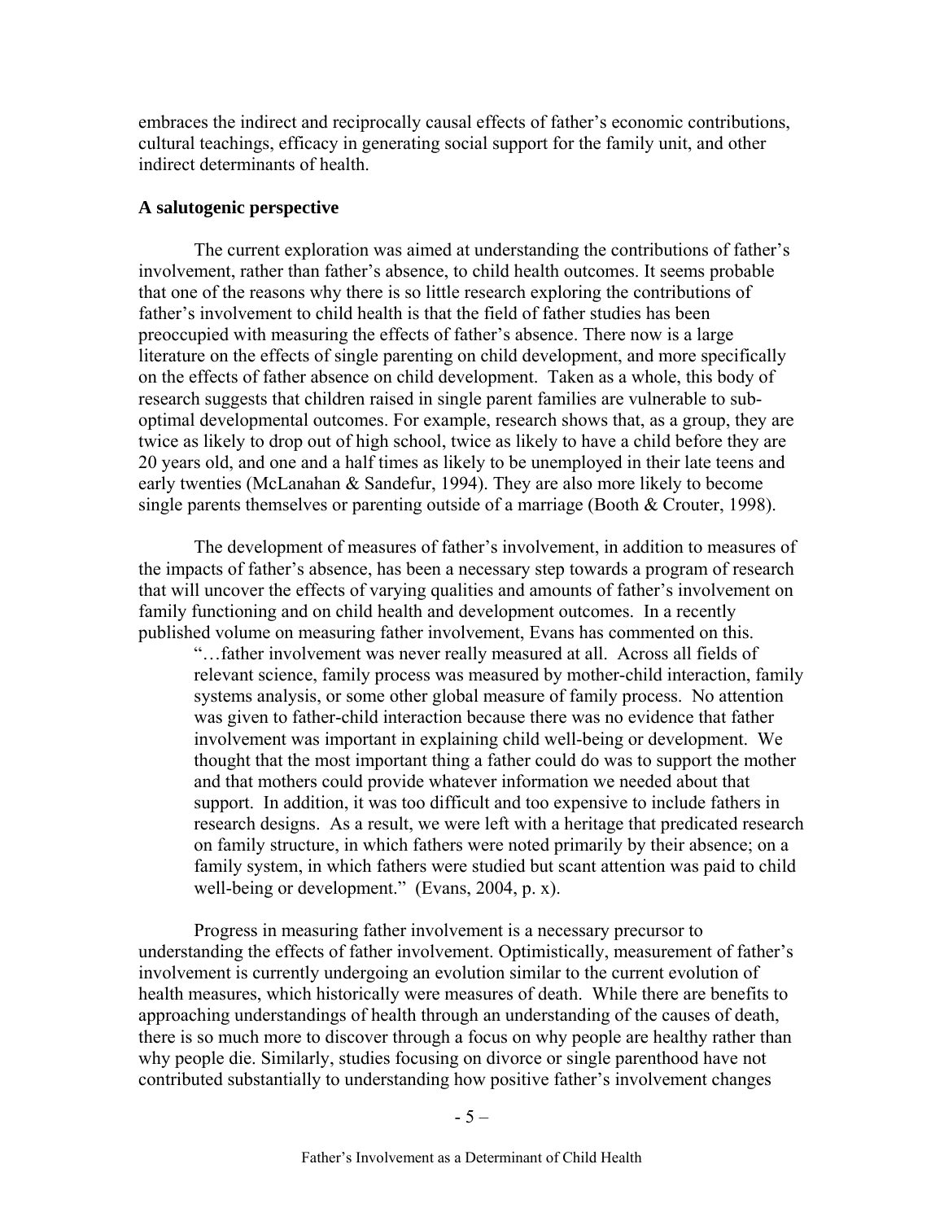embraces the indirect and reciprocally causal effects of father's economic contributions, cultural teachings, efficacy in generating social support for the family unit, and other indirect determinants of health.

### A salutogenic perspective

The current exploration was aimed at understanding the contributions of father's involvement, rather than father's absence, to child health outcomes. It seems probable that one of the reasons why there is so little research exploring the contributions of father's involvement to child health is that the field of father studies has been preoccupied with measuring the effects of father's absence. There now is a large literature on the effects of single parenting on child development, and more specifically on the effects of father absence on child development. Taken as a whole, this body of research suggests that children raised in single parent families are vulnerable to sub-optimal developmental outcomes. For example, research shows that, as a group, they are twice as likely to drop out of high school, twice as likely to have a child before they are 20 years old, and one and a half times as likely to be unemployed in their late teens and early twenties (McLanahan & Sandefur, 1994). They are also more likely to become single parents themselves or parenting outside of a marriage (Booth & Crouter, 1998).

The development of measures of father's involvement, in addition to measures of the impacts of father's absence, has been a necessary step towards a program of research that will uncover the effects of varying qualities and amounts of father's involvement on family functioning and on child health and development outcomes. In a recently published volume on measuring father involvement, Evans has commented on this.

> "…father involvement was never really measured at all. Across all fields of relevant science, family process was measured by mother-child interaction, family systems analysis, or some other global measure of family process. No attention was given to father-child interaction because there was no evidence that father involvement was important in explaining child well-being or development. We thought that the most important thing a father could do was to support the mother and that mothers could provide whatever information we needed about that support. In addition, it was too difficult and too expensive to include fathers in research designs. As a result, we were left with a heritage that predicated research on family structure, in which fathers were noted primarily by their absence; on a family system, in which fathers were studied but scant attention was paid to child well-being or development." (Evans, 2004, p. x).

Progress in measuring father involvement is a necessary precursor to understanding the effects of father involvement. Optimistically, measurement of father's involvement is currently undergoing an evolution similar to the current evolution of health measures, which historically were measures of death. While there are benefits to approaching understandings of health through an understanding of the causes of death, there is so much more to discover through a focus on why people are healthy rather than why people die. Similarly, studies focusing on divorce or single parenthood have not contributed substantially to understanding how positive father's involvement changes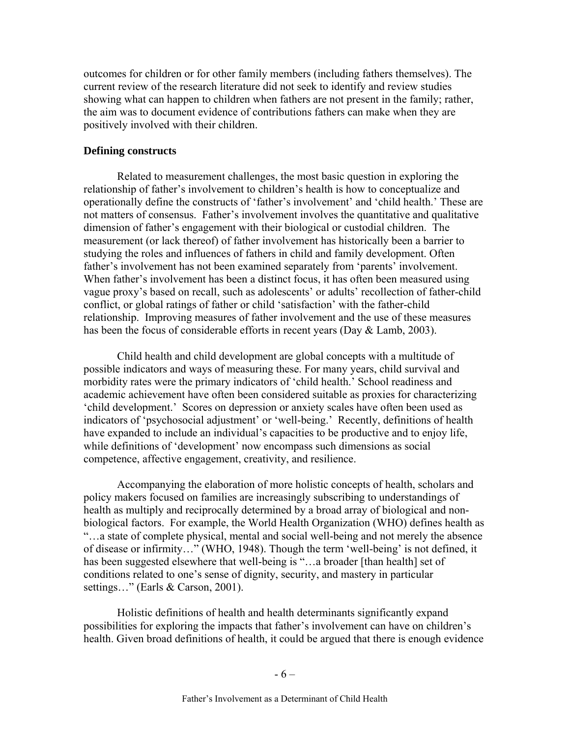outcomes for children or for other family members (including fathers themselves). The current review of the research literature did not seek to identify and review studies showing what can happen to children when fathers are not present in the family; rather, the aim was to document evidence of contributions fathers can make when they are positively involved with their children.

### Defining constructs

Related to measurement challenges, the most basic question in exploring the relationship of father's involvement to children's health is how to conceptualize and operationally define the constructs of 'father's involvement' and 'child health.' These are not matters of consensus. Father's involvement involves the quantitative and qualitative dimension of father's engagement with their biological or custodial children. The measurement (or lack thereof) of father involvement has historically been a barrier to studying the roles and influences of fathers in child and family development. Often father's involvement has not been examined separately from 'parents' involvement. When father's involvement has been a distinct focus, it has often been measured using vague proxy's based on recall, such as adolescents' or adults' recollection of father-child conflict, or global ratings of father or child 'satisfaction' with the father-child relationship. Improving measures of father involvement and the use of these measures has been the focus of considerable efforts in recent years (Day & Lamb, 2003).

Child health and child development are global concepts with a multitude of possible indicators and ways of measuring these. For many years, child survival and morbidity rates were the primary indicators of 'child health.' School readiness and academic achievement have often been considered suitable as proxies for characterizing 'child development.' Scores on depression or anxiety scales have often been used as indicators of 'psychosocial adjustment' or 'well-being.' Recently, definitions of health have expanded to include an individual's capacities to be productive and to enjoy life, while definitions of 'development' now encompass such dimensions as social competence, affective engagement, creativity, and resilience.

Accompanying the elaboration of more holistic concepts of health, scholars and policy makers focused on families are increasingly subscribing to understandings of health as multiply and reciprocally determined by a broad array of biological and non-biological factors. For example, the World Health Organization (WHO) defines health as "…a state of complete physical, mental and social well-being and not merely the absence of disease or infirmity…" (WHO, 1948). Though the term 'well-being' is not defined, it has been suggested elsewhere that well-being is "…a broader [than health] set of conditions related to one's sense of dignity, security, and mastery in particular settings…" (Earls & Carson, 2001).

Holistic definitions of health and health determinants significantly expand possibilities for exploring the impacts that father's involvement can have on children's health. Given broad definitions of health, it could be argued that there is enough evidence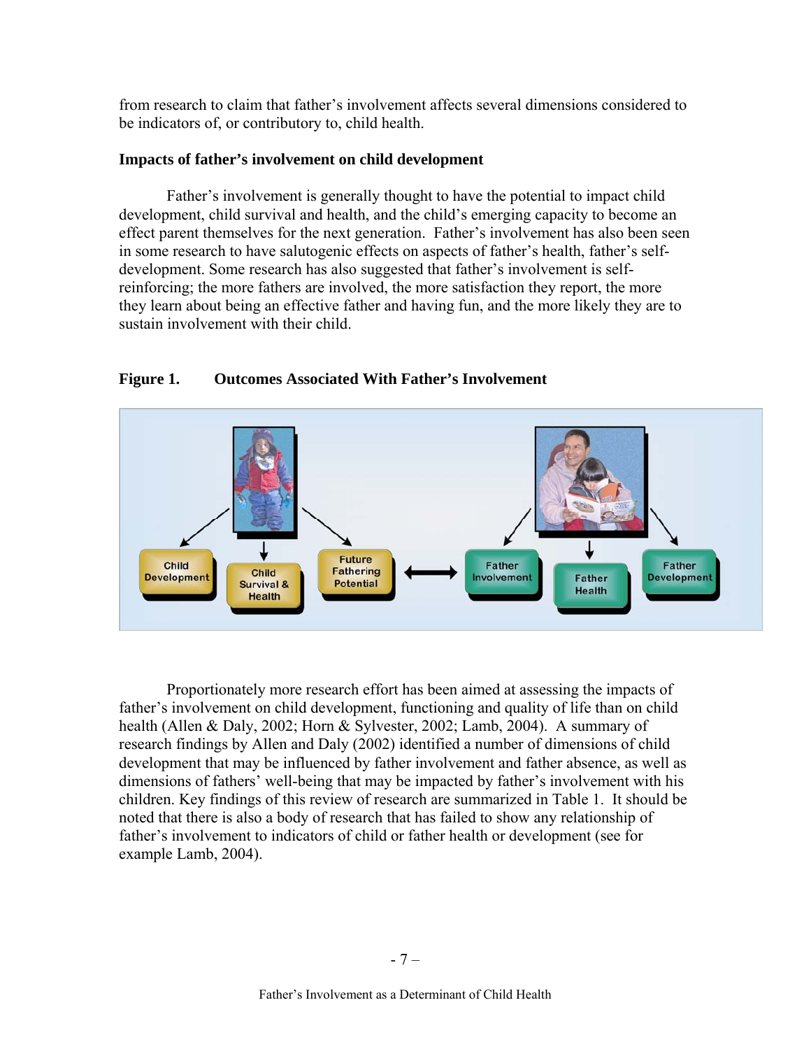from research to claim that father's involvement affects several dimensions considered to be indicators of, or contributory to, child health.

**Impacts of father's involvement on child development**

Father's involvement is generally thought to have the potential to impact child development, child survival and health, and the child's emerging capacity to become an effect parent themselves for the next generation. Father's involvement has also been seen in some research to have salutogenic effects on aspects of father's health, father's self-development. Some research has also suggested that father's involvement is self-reinforcing; the more fathers are involved, the more satisfaction they report, the more they learn about being an effective father and having fun, and the more likely they are to sustain involvement with their child.

**Figure 1. Outcomes Associated With Father's Involvement**

Child Development | Child Survival & Health | Future Fathering Potential ↔ Father Involvement | Father Health | Father Development

Proportionately more research effort has been aimed at assessing the impacts of father's involvement on child development, functioning and quality of life than on child health (Allen & Daly, 2002; Horn & Sylvester, 2002; Lamb, 2004). A summary of research findings by Allen and Daly (2002) identified a number of dimensions of child development that may be influenced by father involvement and father absence, as well as dimensions of fathers' well-being that may be impacted by father's involvement with his children. Key findings of this review of research are summarized in Table 1. It should be noted that there is also a body of research that has failed to show any relationship of father's involvement to indicators of child or father health or development (see for example Lamb, 2004).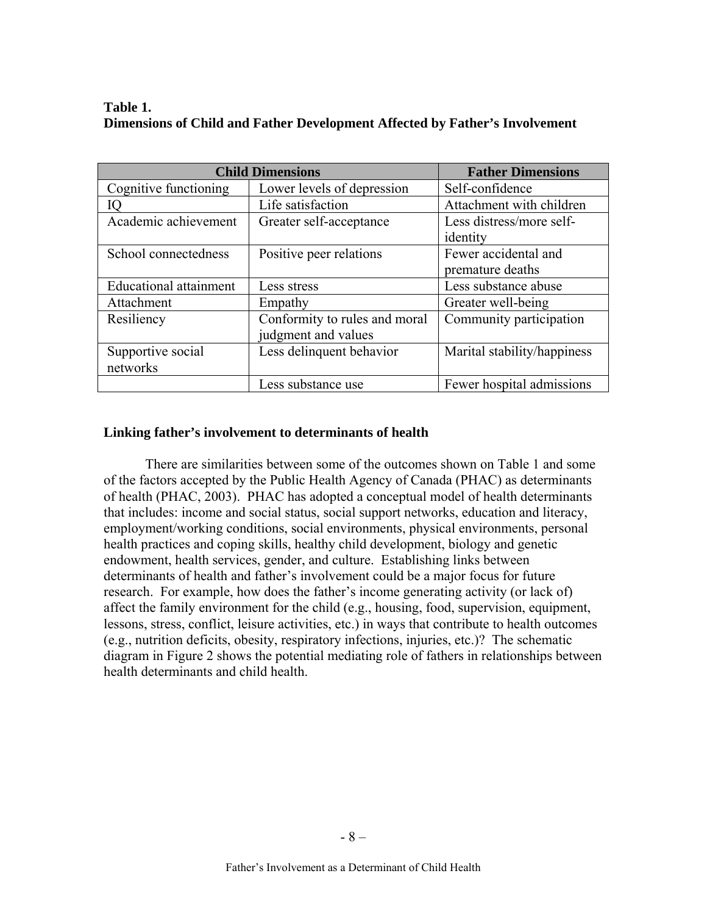**Table 1.**
**Dimensions of Child and Father Development Affected by Father's Involvement**

| Child Dimensions | | Father Dimensions |
|---|---|---|
| Cognitive functioning | Lower levels of depression | Self-confidence |
| IQ | Life satisfaction | Attachment with children |
| Academic achievement | Greater self-acceptance | Less distress/more self-identity |
| School connectedness | Positive peer relations | Fewer accidental and premature deaths |
| Educational attainment | Less stress | Less substance abuse |
| Attachment | Empathy | Greater well-being |
| Resiliency | Conformity to rules and moral judgment and values | Community participation |
| Supportive social networks | Less delinquent behavior | Marital stability/happiness |
| | Less substance use | Fewer hospital admissions |

### Linking father's involvement to determinants of health

There are similarities between some of the outcomes shown on Table 1 and some of the factors accepted by the Public Health Agency of Canada (PHAC) as determinants of health (PHAC, 2003). PHAC has adopted a conceptual model of health determinants that includes: income and social status, social support networks, education and literacy, employment/working conditions, social environments, physical environments, personal health practices and coping skills, healthy child development, biology and genetic endowment, health services, gender, and culture. Establishing links between determinants of health and father's involvement could be a major focus for future research. For example, how does the father's income generating activity (or lack of) affect the family environment for the child (e.g., housing, food, supervision, equipment, lessons, stress, conflict, leisure activities, etc.) in ways that contribute to health outcomes (e.g., nutrition deficits, obesity, respiratory infections, injuries, etc.)? The schematic diagram in Figure 2 shows the potential mediating role of fathers in relationships between health determinants and child health.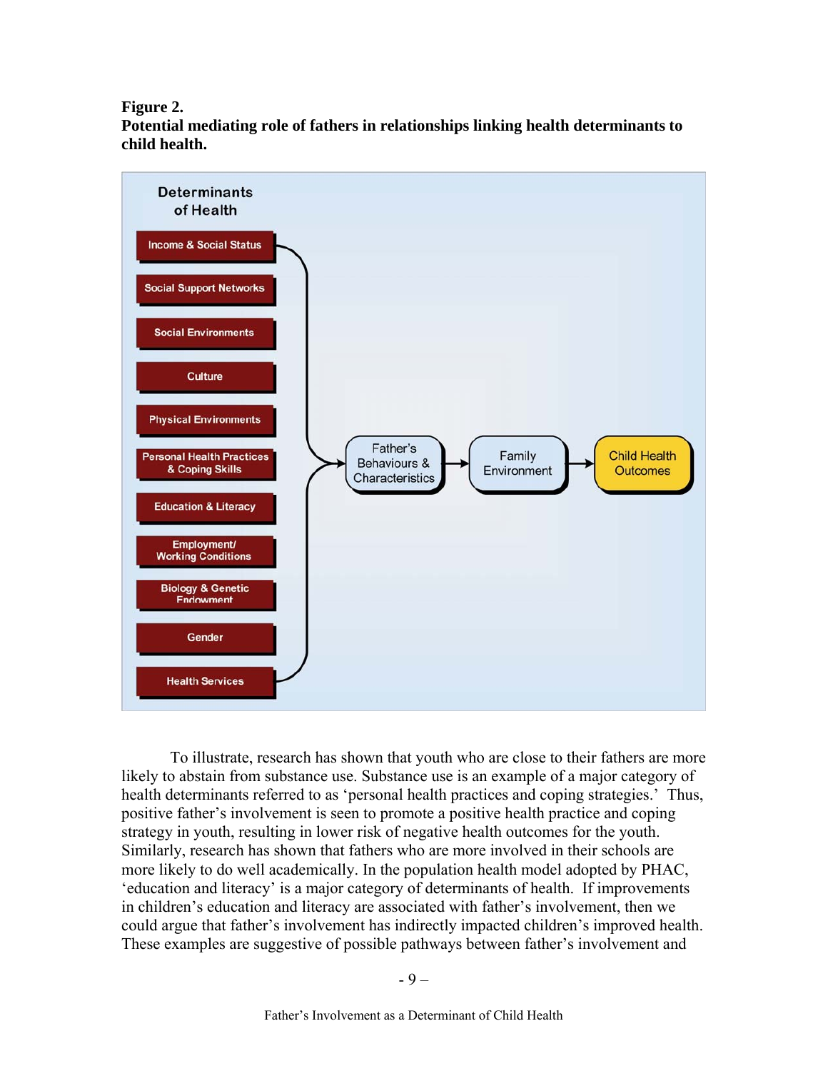**Figure 2.**
**Potential mediating role of fathers in relationships linking health determinants to child health.**

Determinants of Health

- Income & Social Status
- Social Support Networks
- Social Environments
- Culture
- Physical Environments
- Personal Health Practices & Coping Skills
- Education & Literacy
- Employment/ Working Conditions
- Biology & Genetic Endowment
- Gender
- Health Services

→ Father's Behaviours & Characteristics → Family Environment → Child Health Outcomes

To illustrate, research has shown that youth who are close to their fathers are more likely to abstain from substance use. Substance use is an example of a major category of health determinants referred to as 'personal health practices and coping strategies.' Thus, positive father's involvement is seen to promote a positive health practice and coping strategy in youth, resulting in lower risk of negative health outcomes for the youth. Similarly, research has shown that fathers who are more involved in their schools are more likely to do well academically. In the population health model adopted by PHAC, 'education and literacy' is a major category of determinants of health. If improvements in children's education and literacy are associated with father's involvement, then we could argue that father's involvement has indirectly impacted children's improved health. These examples are suggestive of possible pathways between father's involvement and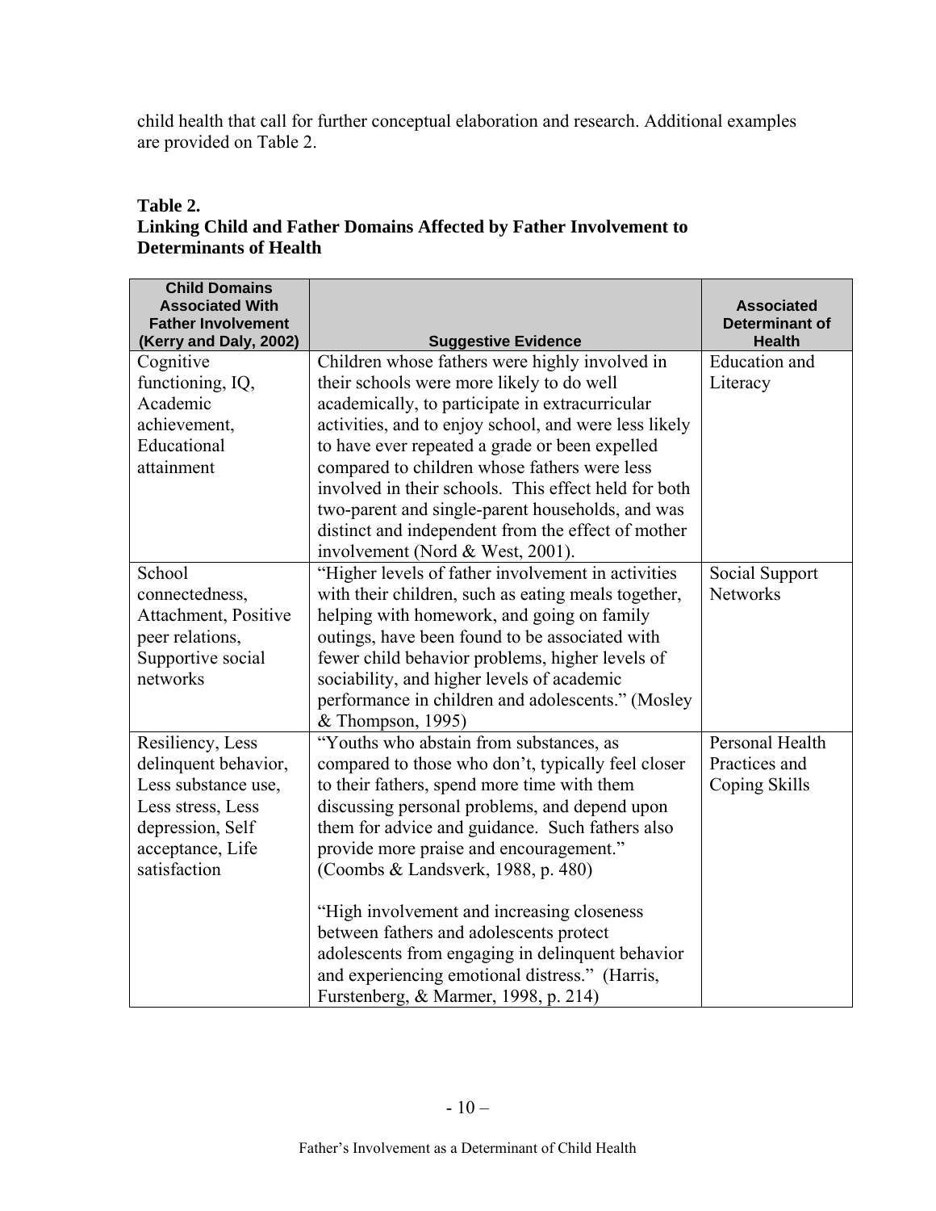child health that call for further conceptual elaboration and research. Additional examples are provided on Table 2.

**Table 2.**
**Linking Child and Father Domains Affected by Father Involvement to Determinants of Health**

| Child Domains Associated With Father Involvement (Kerry and Daly, 2002) | Suggestive Evidence | Associated Determinant of Health |
|---|---|---|
| Cognitive functioning, IQ, Academic achievement, Educational attainment | Children whose fathers were highly involved in their schools were more likely to do well academically, to participate in extracurricular activities, and to enjoy school, and were less likely to have ever repeated a grade or been expelled compared to children whose fathers were less involved in their schools. This effect held for both two-parent and single-parent households, and was distinct and independent from the effect of mother involvement (Nord & West, 2001). | Education and Literacy |
| School connectedness, Attachment, Positive peer relations, Supportive social networks | "Higher levels of father involvement in activities with their children, such as eating meals together, helping with homework, and going on family outings, have been found to be associated with fewer child behavior problems, higher levels of sociability, and higher levels of academic performance in children and adolescents." (Mosley & Thompson, 1995) | Social Support Networks |
| Resiliency, Less delinquent behavior, Less substance use, Less stress, Less depression, Self acceptance, Life satisfaction | "Youths who abstain from substances, as compared to those who don't, typically feel closer to their fathers, spend more time with them discussing personal problems, and depend upon them for advice and guidance. Such fathers also provide more praise and encouragement." (Coombs & Landsverk, 1988, p. 480)<br><br>"High involvement and increasing closeness between fathers and adolescents protect adolescents from engaging in delinquent behavior and experiencing emotional distress." (Harris, Furstenberg, & Marmer, 1998, p. 214) | Personal Health Practices and Coping Skills |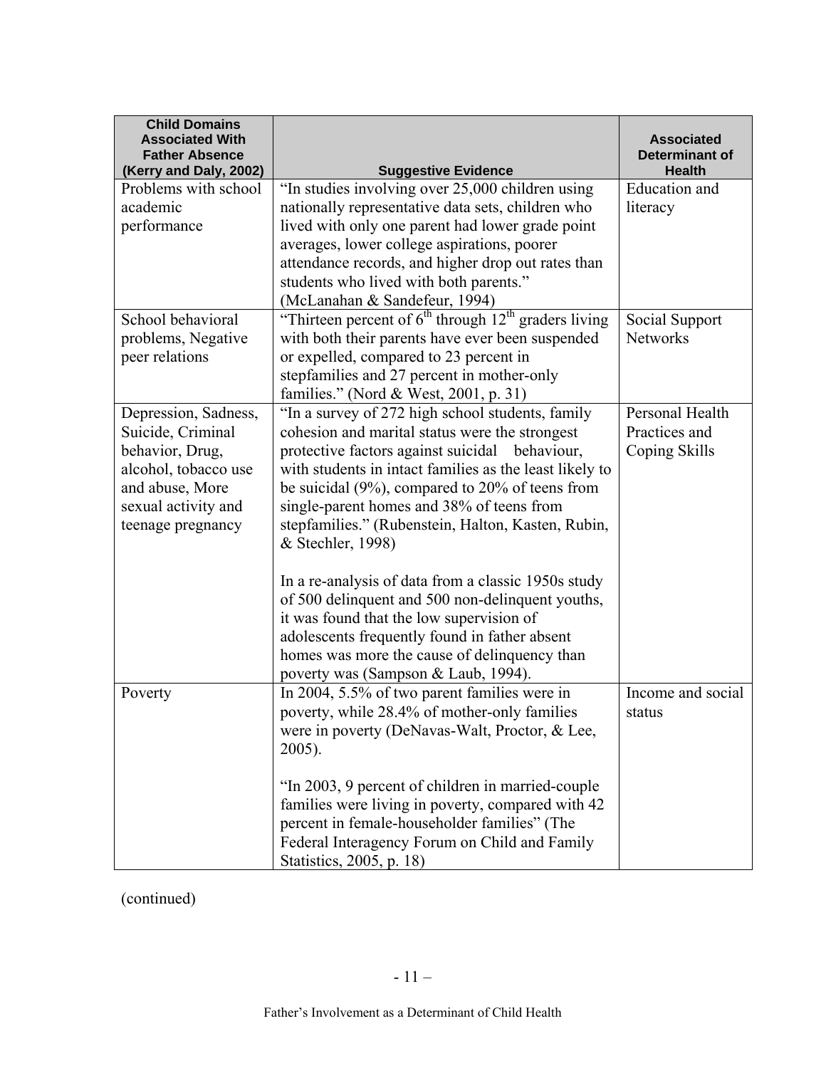| Child Domains Associated With Father Absence (Kerry and Daly, 2002) | Suggestive Evidence | Associated Determinant of Health |
|---|---|---|
| Problems with school academic performance | "In studies involving over 25,000 children using nationally representative data sets, children who lived with only one parent had lower grade point averages, lower college aspirations, poorer attendance records, and higher drop out rates than students who lived with both parents." (McLanahan & Sandefeur, 1994) | Education and literacy |
| School behavioral problems, Negative peer relations | "Thirteen percent of 6th through 12th graders living with both their parents have ever been suspended or expelled, compared to 23 percent in stepfamilies and 27 percent in mother-only families." (Nord & West, 2001, p. 31) | Social Support Networks |
| Depression, Sadness, Suicide, Criminal behavior, Drug, alcohol, tobacco use and abuse, More sexual activity and teenage pregnancy | "In a survey of 272 high school students, family cohesion and marital status were the strongest protective factors against suicidal behaviour, with students in intact families as the least likely to be suicidal (9%), compared to 20% of teens from single-parent homes and 38% of teens from stepfamilies." (Rubenstein, Halton, Kasten, Rubin, & Stechler, 1998)<br><br>In a re-analysis of data from a classic 1950s study of 500 delinquent and 500 non-delinquent youths, it was found that the low supervision of adolescents frequently found in father absent homes was more the cause of delinquency than poverty was (Sampson & Laub, 1994). | Personal Health Practices and Coping Skills |
| Poverty | In 2004, 5.5% of two parent families were in poverty, while 28.4% of mother-only families were in poverty (DeNavas-Walt, Proctor, & Lee, 2005).<br><br>"In 2003, 9 percent of children in married-couple families were living in poverty, compared with 42 percent in female-householder families" (The Federal Interagency Forum on Child and Family Statistics, 2005, p. 18) | Income and social status |

(continued)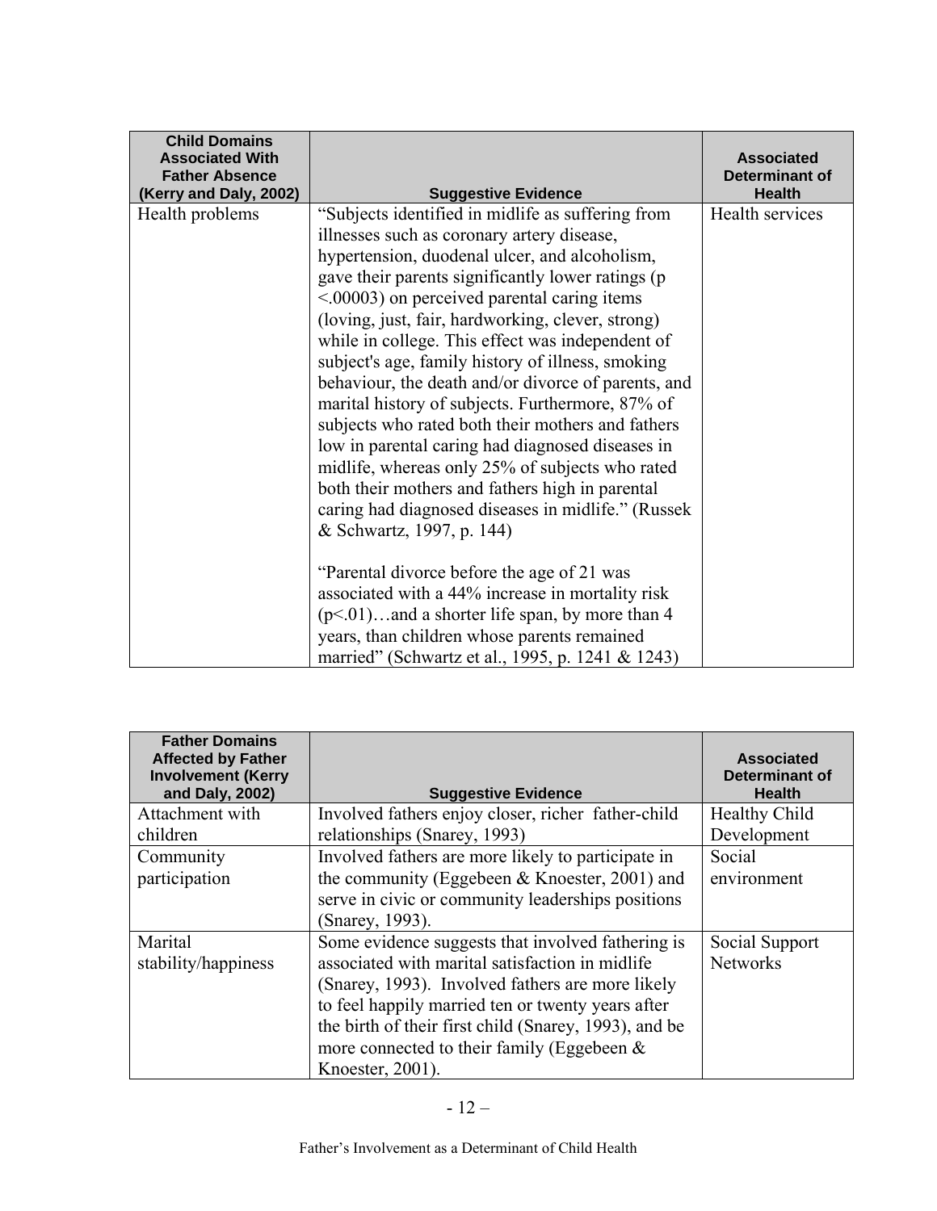| Child Domains Associated With Father Absence (Kerry and Daly, 2002) | Suggestive Evidence | Associated Determinant of Health |
|---|---|---|
| Health problems | "Subjects identified in midlife as suffering from illnesses such as coronary artery disease, hypertension, duodenal ulcer, and alcoholism, gave their parents significantly lower ratings ($p < .00003$) on perceived parental caring items (loving, just, fair, hardworking, clever, strong) while in college. This effect was independent of subject's age, family history of illness, smoking behaviour, the death and/or divorce of parents, and marital history of subjects. Furthermore, 87% of subjects who rated both their mothers and fathers low in parental caring had diagnosed diseases in midlife, whereas only 25% of subjects who rated both their mothers and fathers high in parental caring had diagnosed diseases in midlife." (Russek & Schwartz, 1997, p. 144)<br><br>"Parental divorce before the age of 21 was associated with a 44% increase in mortality risk ($p < .01$)…and a shorter life span, by more than 4 years, than children whose parents remained married" (Schwartz et al., 1995, p. 1241 & 1243) | Health services |

| Father Domains Affected by Father Involvement (Kerry and Daly, 2002) | Suggestive Evidence | Associated Determinant of Health |
|---|---|---|
| Attachment with children | Involved fathers enjoy closer, richer father-child relationships (Snarey, 1993) | Healthy Child Development |
| Community participation | Involved fathers are more likely to participate in the community (Eggebeen & Knoester, 2001) and serve in civic or community leaderships positions (Snarey, 1993). | Social environment |
| Marital stability/happiness | Some evidence suggests that involved fathering is associated with marital satisfaction in midlife (Snarey, 1993). Involved fathers are more likely to feel happily married ten or twenty years after the birth of their first child (Snarey, 1993), and be more connected to their family (Eggebeen & Knoester, 2001). | Social Support Networks |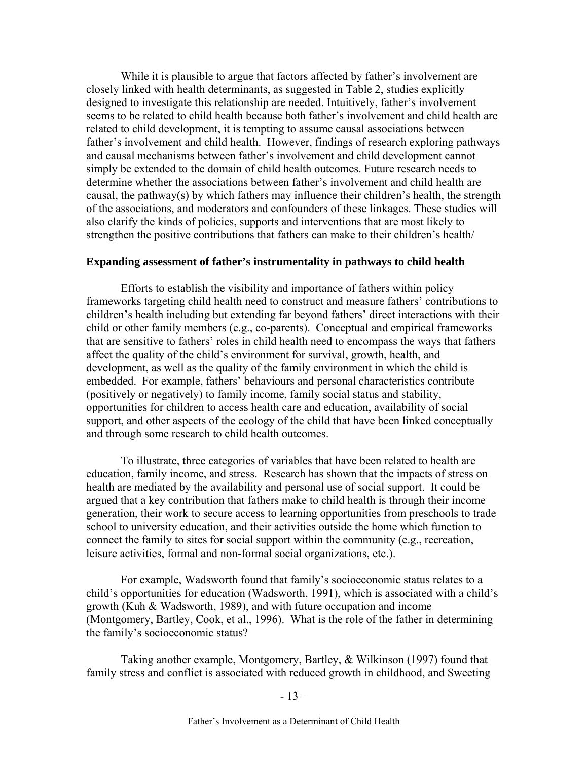While it is plausible to argue that factors affected by father's involvement are closely linked with health determinants, as suggested in Table 2, studies explicitly designed to investigate this relationship are needed. Intuitively, father's involvement seems to be related to child health because both father's involvement and child health are related to child development, it is tempting to assume causal associations between father's involvement and child health. However, findings of research exploring pathways and causal mechanisms between father's involvement and child development cannot simply be extended to the domain of child health outcomes. Future research needs to determine whether the associations between father's involvement and child health are causal, the pathway(s) by which fathers may influence their children's health, the strength of the associations, and moderators and confounders of these linkages. These studies will also clarify the kinds of policies, supports and interventions that are most likely to strengthen the positive contributions that fathers can make to their children's health/

**Expanding assessment of father's instrumentality in pathways to child health**

Efforts to establish the visibility and importance of fathers within policy frameworks targeting child health need to construct and measure fathers' contributions to children's health including but extending far beyond fathers' direct interactions with their child or other family members (e.g., co-parents). Conceptual and empirical frameworks that are sensitive to fathers' roles in child health need to encompass the ways that fathers affect the quality of the child's environment for survival, growth, health, and development, as well as the quality of the family environment in which the child is embedded. For example, fathers' behaviours and personal characteristics contribute (positively or negatively) to family income, family social status and stability, opportunities for children to access health care and education, availability of social support, and other aspects of the ecology of the child that have been linked conceptually and through some research to child health outcomes.

To illustrate, three categories of variables that have been related to health are education, family income, and stress. Research has shown that the impacts of stress on health are mediated by the availability and personal use of social support. It could be argued that a key contribution that fathers make to child health is through their income generation, their work to secure access to learning opportunities from preschools to trade school to university education, and their activities outside the home which function to connect the family to sites for social support within the community (e.g., recreation, leisure activities, formal and non-formal social organizations, etc.).

For example, Wadsworth found that family's socioeconomic status relates to a child's opportunities for education (Wadsworth, 1991), which is associated with a child's growth (Kuh & Wadsworth, 1989), and with future occupation and income (Montgomery, Bartley, Cook, et al., 1996). What is the role of the father in determining the family's socioeconomic status?

Taking another example, Montgomery, Bartley, & Wilkinson (1997) found that family stress and conflict is associated with reduced growth in childhood, and Sweeting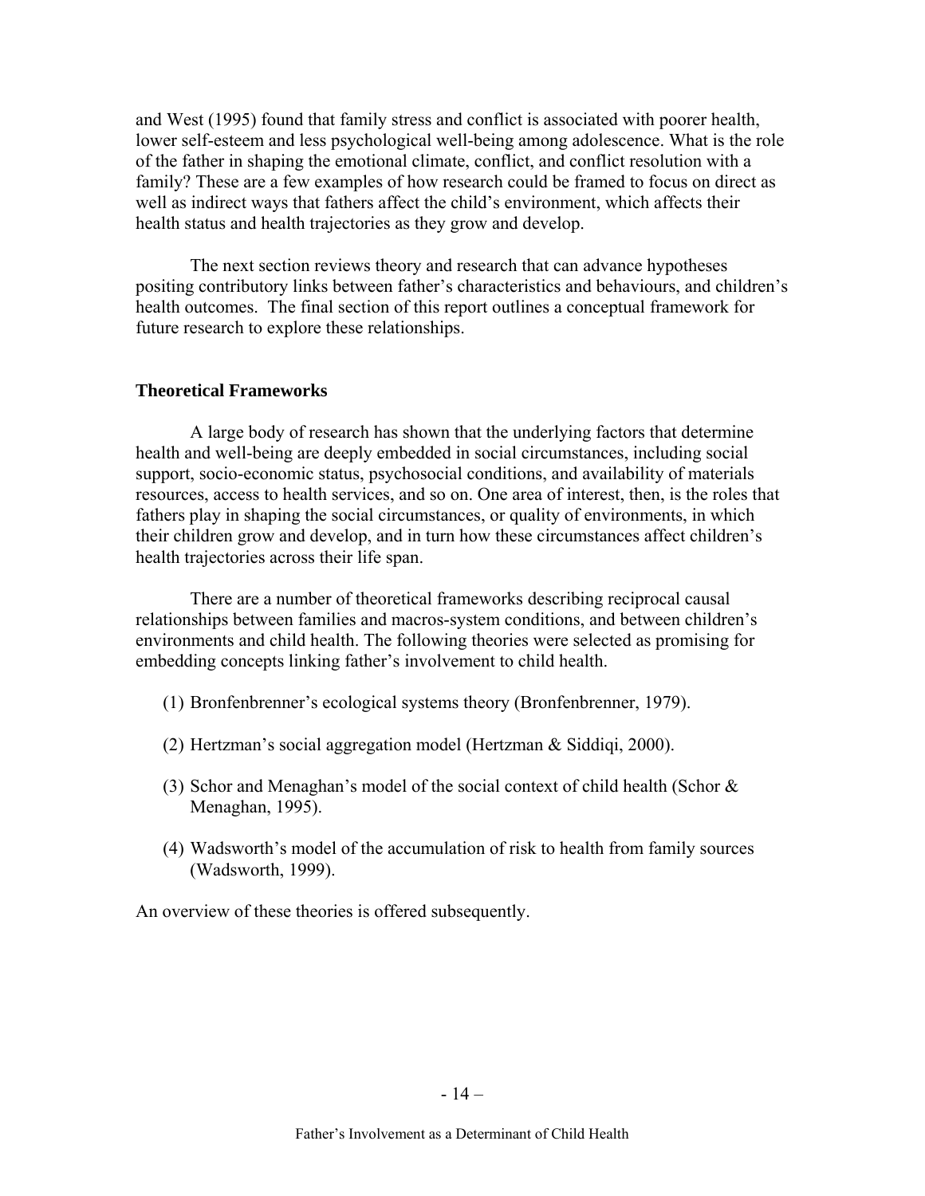and West (1995) found that family stress and conflict is associated with poorer health, lower self-esteem and less psychological well-being among adolescence. What is the role of the father in shaping the emotional climate, conflict, and conflict resolution with a family? These are a few examples of how research could be framed to focus on direct as well as indirect ways that fathers affect the child's environment, which affects their health status and health trajectories as they grow and develop.

The next section reviews theory and research that can advance hypotheses positing contributory links between father's characteristics and behaviours, and children's health outcomes. The final section of this report outlines a conceptual framework for future research to explore these relationships.

### Theoretical Frameworks

A large body of research has shown that the underlying factors that determine health and well-being are deeply embedded in social circumstances, including social support, socio-economic status, psychosocial conditions, and availability of materials resources, access to health services, and so on. One area of interest, then, is the roles that fathers play in shaping the social circumstances, or quality of environments, in which their children grow and develop, and in turn how these circumstances affect children's health trajectories across their life span.

There are a number of theoretical frameworks describing reciprocal causal relationships between families and macros-system conditions, and between children's environments and child health. The following theories were selected as promising for embedding concepts linking father's involvement to child health.

(1) Bronfenbrenner's ecological systems theory (Bronfenbrenner, 1979).

(2) Hertzman's social aggregation model (Hertzman & Siddiqi, 2000).

(3) Schor and Menaghan's model of the social context of child health (Schor & Menaghan, 1995).

(4) Wadsworth's model of the accumulation of risk to health from family sources (Wadsworth, 1999).

An overview of these theories is offered subsequently.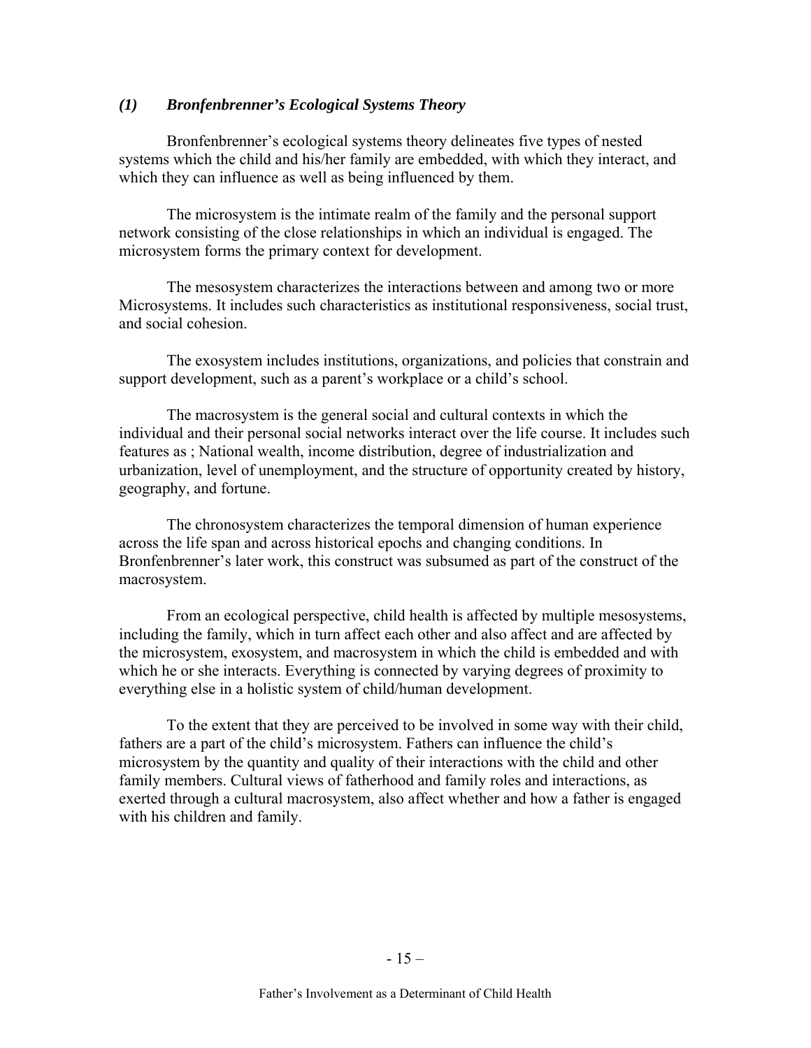### *(1) Bronfenbrenner's Ecological Systems Theory*

Bronfenbrenner's ecological systems theory delineates five types of nested systems which the child and his/her family are embedded, with which they interact, and which they can influence as well as being influenced by them.

The microsystem is the intimate realm of the family and the personal support network consisting of the close relationships in which an individual is engaged. The microsystem forms the primary context for development.

The mesosystem characterizes the interactions between and among two or more Microsystems. It includes such characteristics as institutional responsiveness, social trust, and social cohesion.

The exosystem includes institutions, organizations, and policies that constrain and support development, such as a parent's workplace or a child's school.

The macrosystem is the general social and cultural contexts in which the individual and their personal social networks interact over the life course. It includes such features as ; National wealth, income distribution, degree of industrialization and urbanization, level of unemployment, and the structure of opportunity created by history, geography, and fortune.

The chronosystem characterizes the temporal dimension of human experience across the life span and across historical epochs and changing conditions. In Bronfenbrenner's later work, this construct was subsumed as part of the construct of the macrosystem.

From an ecological perspective, child health is affected by multiple mesosystems, including the family, which in turn affect each other and also affect and are affected by the microsystem, exosystem, and macrosystem in which the child is embedded and with which he or she interacts. Everything is connected by varying degrees of proximity to everything else in a holistic system of child/human development.

To the extent that they are perceived to be involved in some way with their child, fathers are a part of the child's microsystem. Fathers can influence the child's microsystem by the quantity and quality of their interactions with the child and other family members. Cultural views of fatherhood and family roles and interactions, as exerted through a cultural macrosystem, also affect whether and how a father is engaged with his children and family.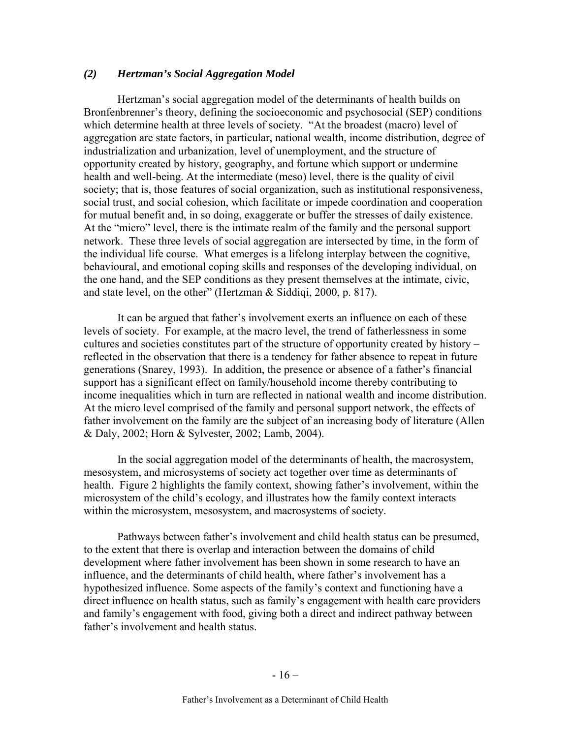### *(2) Hertzman's Social Aggregation Model*

Hertzman's social aggregation model of the determinants of health builds on Bronfenbrenner's theory, defining the socioeconomic and psychosocial (SEP) conditions which determine health at three levels of society. "At the broadest (macro) level of aggregation are state factors, in particular, national wealth, income distribution, degree of industrialization and urbanization, level of unemployment, and the structure of opportunity created by history, geography, and fortune which support or undermine health and well-being. At the intermediate (meso) level, there is the quality of civil society; that is, those features of social organization, such as institutional responsiveness, social trust, and social cohesion, which facilitate or impede coordination and cooperation for mutual benefit and, in so doing, exaggerate or buffer the stresses of daily existence. At the "micro" level, there is the intimate realm of the family and the personal support network. These three levels of social aggregation are intersected by time, in the form of the individual life course. What emerges is a lifelong interplay between the cognitive, behavioural, and emotional coping skills and responses of the developing individual, on the one hand, and the SEP conditions as they present themselves at the intimate, civic, and state level, on the other" (Hertzman & Siddiqi, 2000, p. 817).

It can be argued that father's involvement exerts an influence on each of these levels of society. For example, at the macro level, the trend of fatherlessness in some cultures and societies constitutes part of the structure of opportunity created by history – reflected in the observation that there is a tendency for father absence to repeat in future generations (Snarey, 1993). In addition, the presence or absence of a father's financial support has a significant effect on family/household income thereby contributing to income inequalities which in turn are reflected in national wealth and income distribution. At the micro level comprised of the family and personal support network, the effects of father involvement on the family are the subject of an increasing body of literature (Allen & Daly, 2002; Horn & Sylvester, 2002; Lamb, 2004).

In the social aggregation model of the determinants of health, the macrosystem, mesosystem, and microsystems of society act together over time as determinants of health. Figure 2 highlights the family context, showing father's involvement, within the microsystem of the child's ecology, and illustrates how the family context interacts within the microsystem, mesosystem, and macrosystems of society.

Pathways between father's involvement and child health status can be presumed, to the extent that there is overlap and interaction between the domains of child development where father involvement has been shown in some research to have an influence, and the determinants of child health, where father's involvement has a hypothesized influence. Some aspects of the family's context and functioning have a direct influence on health status, such as family's engagement with health care providers and family's engagement with food, giving both a direct and indirect pathway between father's involvement and health status.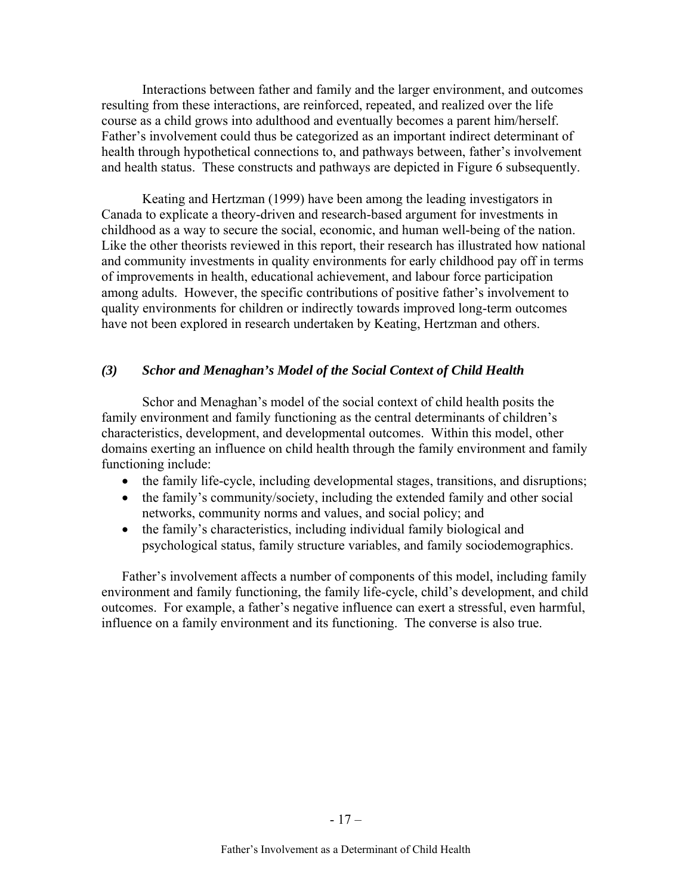Interactions between father and family and the larger environment, and outcomes resulting from these interactions, are reinforced, repeated, and realized over the life course as a child grows into adulthood and eventually becomes a parent him/herself. Father's involvement could thus be categorized as an important indirect determinant of health through hypothetical connections to, and pathways between, father's involvement and health status. These constructs and pathways are depicted in Figure 6 subsequently.

Keating and Hertzman (1999) have been among the leading investigators in Canada to explicate a theory-driven and research-based argument for investments in childhood as a way to secure the social, economic, and human well-being of the nation. Like the other theorists reviewed in this report, their research has illustrated how national and community investments in quality environments for early childhood pay off in terms of improvements in health, educational achievement, and labour force participation among adults. However, the specific contributions of positive father's involvement to quality environments for children or indirectly towards improved long-term outcomes have not been explored in research undertaken by Keating, Hertzman and others.

### *(3) Schor and Menaghan's Model of the Social Context of Child Health*

Schor and Menaghan's model of the social context of child health posits the family environment and family functioning as the central determinants of children's characteristics, development, and developmental outcomes. Within this model, other domains exerting an influence on child health through the family environment and family functioning include:

- the family life-cycle, including developmental stages, transitions, and disruptions;
- the family's community/society, including the extended family and other social networks, community norms and values, and social policy; and
- the family's characteristics, including individual family biological and psychological status, family structure variables, and family sociodemographics.

Father's involvement affects a number of components of this model, including family environment and family functioning, the family life-cycle, child's development, and child outcomes. For example, a father's negative influence can exert a stressful, even harmful, influence on a family environment and its functioning. The converse is also true.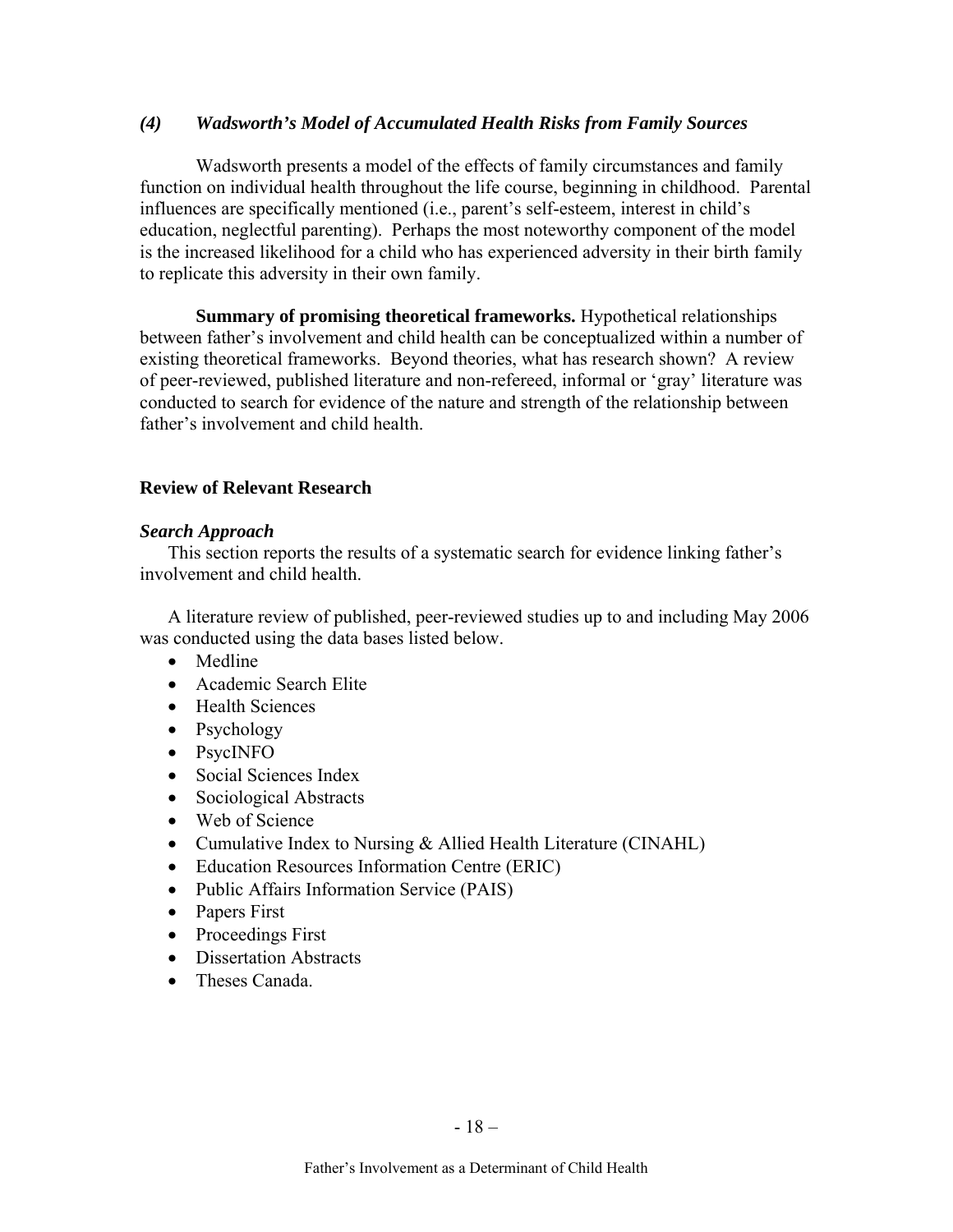### *(4) Wadsworth's Model of Accumulated Health Risks from Family Sources*

Wadsworth presents a model of the effects of family circumstances and family function on individual health throughout the life course, beginning in childhood. Parental influences are specifically mentioned (i.e., parent's self-esteem, interest in child's education, neglectful parenting). Perhaps the most noteworthy component of the model is the increased likelihood for a child who has experienced adversity in their birth family to replicate this adversity in their own family.

**Summary of promising theoretical frameworks.** Hypothetical relationships between father's involvement and child health can be conceptualized within a number of existing theoretical frameworks. Beyond theories, what has research shown? A review of peer-reviewed, published literature and non-refereed, informal or 'gray' literature was conducted to search for evidence of the nature and strength of the relationship between father's involvement and child health.

## Review of Relevant Research

### *Search Approach*

This section reports the results of a systematic search for evidence linking father's involvement and child health.

A literature review of published, peer-reviewed studies up to and including May 2006 was conducted using the data bases listed below.

- Medline
- Academic Search Elite
- Health Sciences
- Psychology
- PsycINFO
- Social Sciences Index
- Sociological Abstracts
- Web of Science
- Cumulative Index to Nursing & Allied Health Literature (CINAHL)
- Education Resources Information Centre (ERIC)
- Public Affairs Information Service (PAIS)
- Papers First
- Proceedings First
- Dissertation Abstracts
- Theses Canada.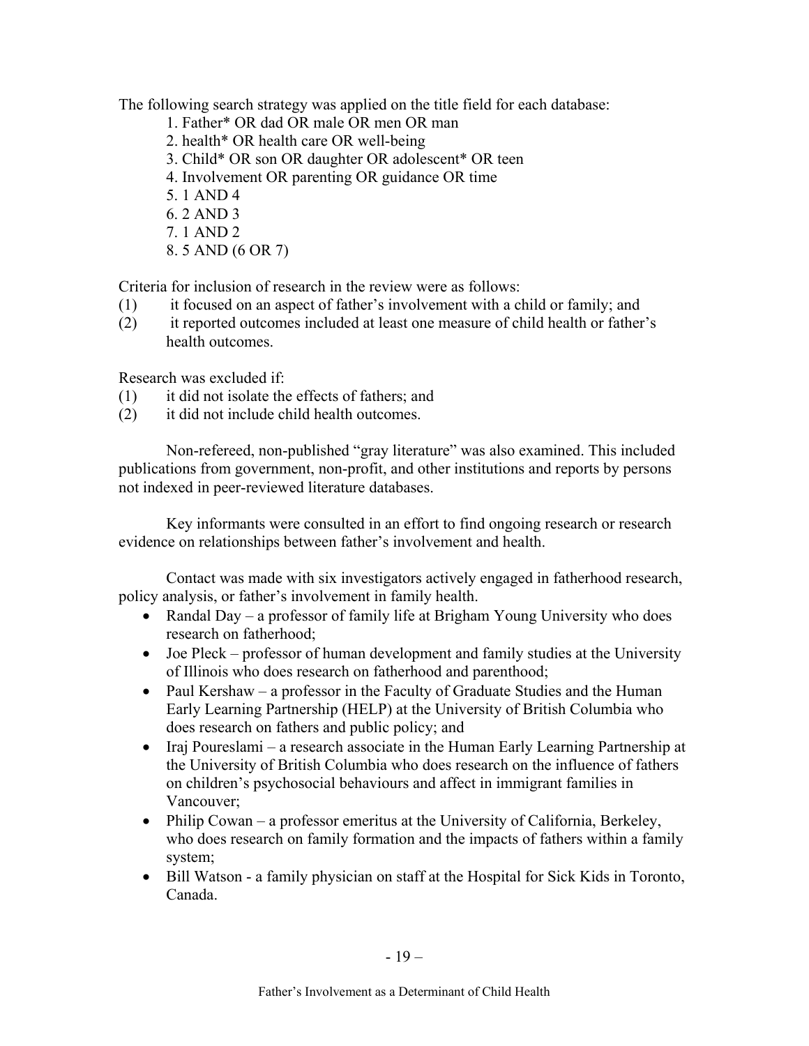The following search strategy was applied on the title field for each database:

1. Father* OR dad OR male OR men OR man
2. health* OR health care OR well-being
3. Child* OR son OR daughter OR adolescent* OR teen
4. Involvement OR parenting OR guidance OR time
5. 1 AND 4
6. 2 AND 3
7. 1 AND 2
8. 5 AND (6 OR 7)

Criteria for inclusion of research in the review were as follows:

(1) it focused on an aspect of father's involvement with a child or family; and
(2) it reported outcomes included at least one measure of child health or father's health outcomes.

Research was excluded if:

(1) it did not isolate the effects of fathers; and
(2) it did not include child health outcomes.

Non-refereed, non-published "gray literature" was also examined. This included publications from government, non-profit, and other institutions and reports by persons not indexed in peer-reviewed literature databases.

Key informants were consulted in an effort to find ongoing research or research evidence on relationships between father's involvement and health.

Contact was made with six investigators actively engaged in fatherhood research, policy analysis, or father's involvement in family health.

- Randal Day – a professor of family life at Brigham Young University who does research on fatherhood;
- Joe Pleck – professor of human development and family studies at the University of Illinois who does research on fatherhood and parenthood;
- Paul Kershaw – a professor in the Faculty of Graduate Studies and the Human Early Learning Partnership (HELP) at the University of British Columbia who does research on fathers and public policy; and
- Iraj Poureslami – a research associate in the Human Early Learning Partnership at the University of British Columbia who does research on the influence of fathers on children's psychosocial behaviours and affect in immigrant families in Vancouver;
- Philip Cowan – a professor emeritus at the University of California, Berkeley, who does research on family formation and the impacts of fathers within a family system;
- Bill Watson - a family physician on staff at the Hospital for Sick Kids in Toronto, Canada.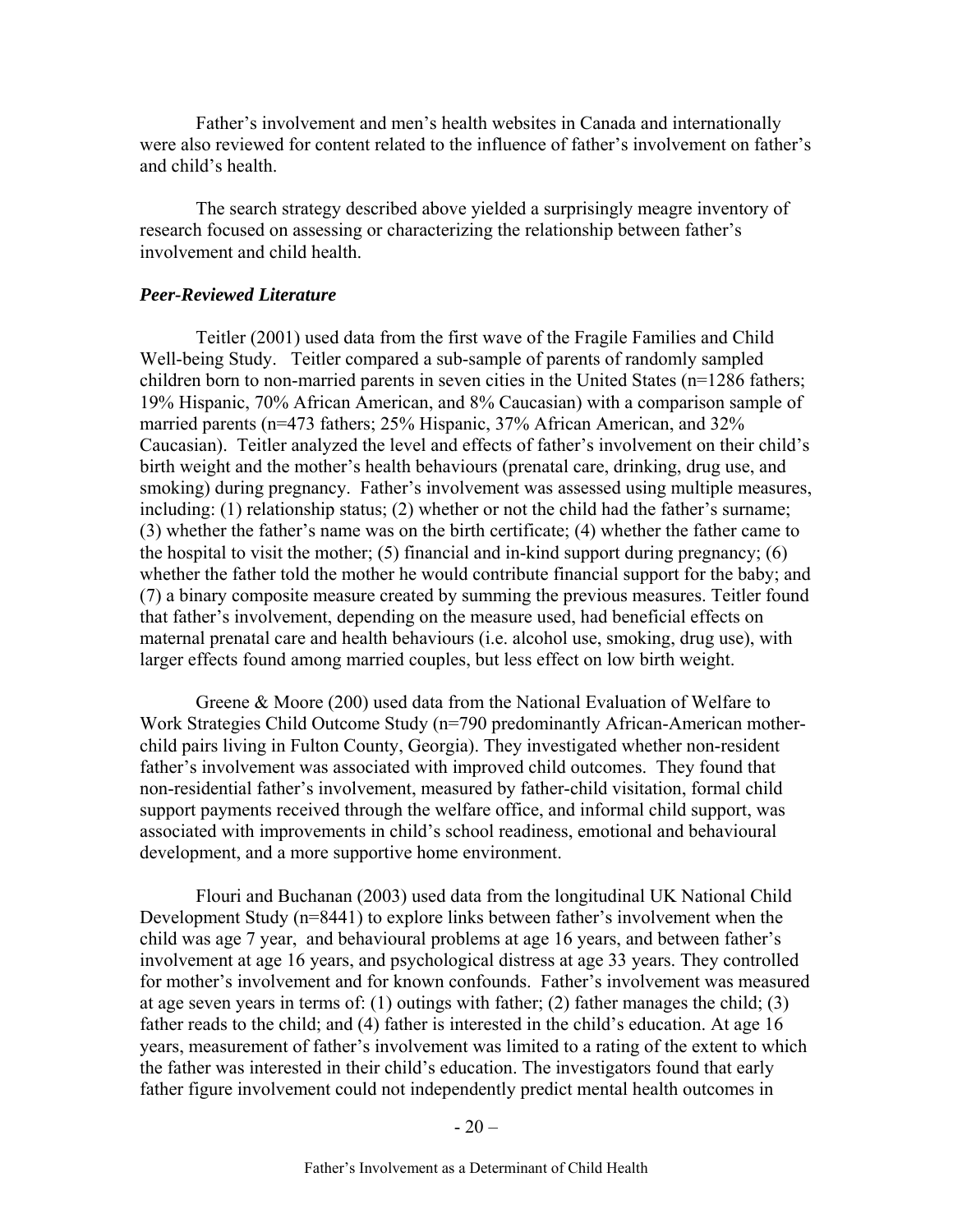Father's involvement and men's health websites in Canada and internationally were also reviewed for content related to the influence of father's involvement on father's and child's health.

The search strategy described above yielded a surprisingly meagre inventory of research focused on assessing or characterizing the relationship between father's involvement and child health.

### *Peer-Reviewed Literature*

Teitler (2001) used data from the first wave of the Fragile Families and Child Well-being Study. Teitler compared a sub-sample of parents of randomly sampled children born to non-married parents in seven cities in the United States (n=1286 fathers; 19% Hispanic, 70% African American, and 8% Caucasian) with a comparison sample of married parents (n=473 fathers; 25% Hispanic, 37% African American, and 32% Caucasian). Teitler analyzed the level and effects of father's involvement on their child's birth weight and the mother's health behaviours (prenatal care, drinking, drug use, and smoking) during pregnancy. Father's involvement was assessed using multiple measures, including: (1) relationship status; (2) whether or not the child had the father's surname; (3) whether the father's name was on the birth certificate; (4) whether the father came to the hospital to visit the mother; (5) financial and in-kind support during pregnancy; (6) whether the father told the mother he would contribute financial support for the baby; and (7) a binary composite measure created by summing the previous measures. Teitler found that father's involvement, depending on the measure used, had beneficial effects on maternal prenatal care and health behaviours (i.e. alcohol use, smoking, drug use), with larger effects found among married couples, but less effect on low birth weight.

Greene & Moore (200) used data from the National Evaluation of Welfare to Work Strategies Child Outcome Study (n=790 predominantly African-American mother-child pairs living in Fulton County, Georgia). They investigated whether non-resident father's involvement was associated with improved child outcomes. They found that non-residential father's involvement, measured by father-child visitation, formal child support payments received through the welfare office, and informal child support, was associated with improvements in child's school readiness, emotional and behavioural development, and a more supportive home environment.

Flouri and Buchanan (2003) used data from the longitudinal UK National Child Development Study (n=8441) to explore links between father's involvement when the child was age 7 year, and behavioural problems at age 16 years, and between father's involvement at age 16 years, and psychological distress at age 33 years. They controlled for mother's involvement and for known confounds. Father's involvement was measured at age seven years in terms of: (1) outings with father; (2) father manages the child; (3) father reads to the child; and (4) father is interested in the child's education. At age 16 years, measurement of father's involvement was limited to a rating of the extent to which the father was interested in their child's education. The investigators found that early father figure involvement could not independently predict mental health outcomes in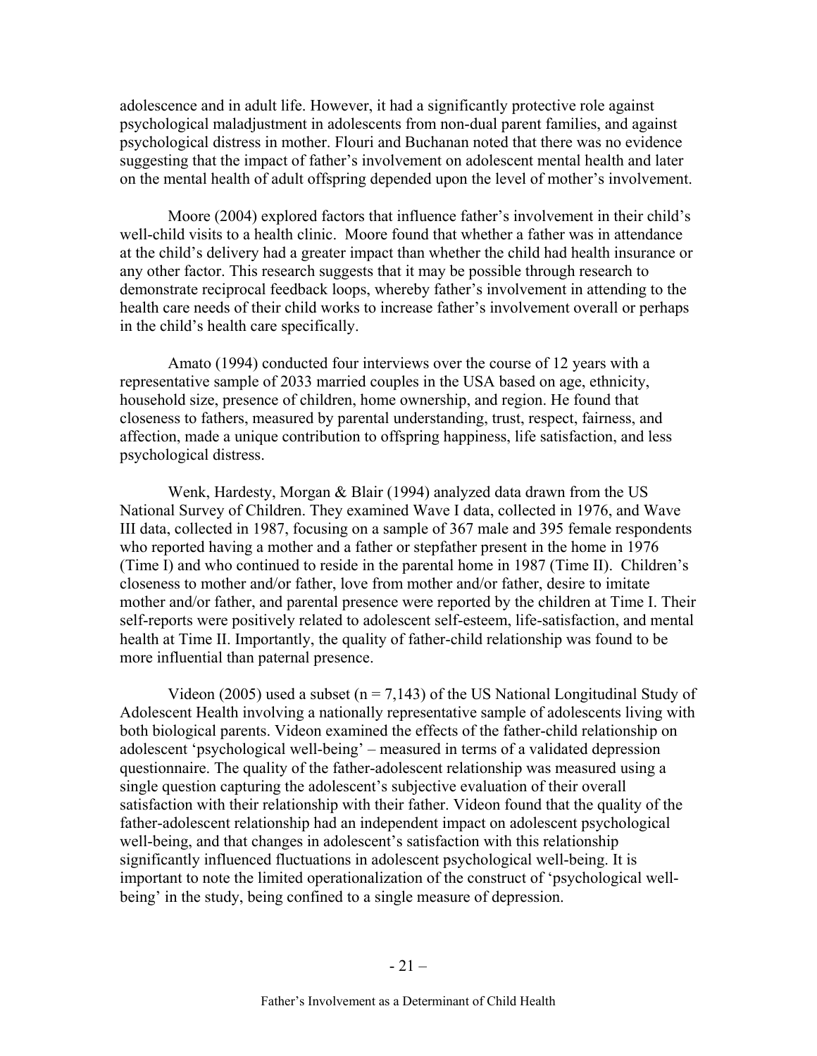adolescence and in adult life. However, it had a significantly protective role against psychological maladjustment in adolescents from non-dual parent families, and against psychological distress in mother. Flouri and Buchanan noted that there was no evidence suggesting that the impact of father's involvement on adolescent mental health and later on the mental health of adult offspring depended upon the level of mother's involvement.

Moore (2004) explored factors that influence father's involvement in their child's well-child visits to a health clinic. Moore found that whether a father was in attendance at the child's delivery had a greater impact than whether the child had health insurance or any other factor. This research suggests that it may be possible through research to demonstrate reciprocal feedback loops, whereby father's involvement in attending to the health care needs of their child works to increase father's involvement overall or perhaps in the child's health care specifically.

Amato (1994) conducted four interviews over the course of 12 years with a representative sample of 2033 married couples in the USA based on age, ethnicity, household size, presence of children, home ownership, and region. He found that closeness to fathers, measured by parental understanding, trust, respect, fairness, and affection, made a unique contribution to offspring happiness, life satisfaction, and less psychological distress.

Wenk, Hardesty, Morgan & Blair (1994) analyzed data drawn from the US National Survey of Children. They examined Wave I data, collected in 1976, and Wave III data, collected in 1987, focusing on a sample of 367 male and 395 female respondents who reported having a mother and a father or stepfather present in the home in 1976 (Time I) and who continued to reside in the parental home in 1987 (Time II). Children's closeness to mother and/or father, love from mother and/or father, desire to imitate mother and/or father, and parental presence were reported by the children at Time I. Their self-reports were positively related to adolescent self-esteem, life-satisfaction, and mental health at Time II. Importantly, the quality of father-child relationship was found to be more influential than paternal presence.

Videon (2005) used a subset ($n = 7{,}143$) of the US National Longitudinal Study of Adolescent Health involving a nationally representative sample of adolescents living with both biological parents. Videon examined the effects of the father-child relationship on adolescent 'psychological well-being' – measured in terms of a validated depression questionnaire. The quality of the father-adolescent relationship was measured using a single question capturing the adolescent's subjective evaluation of their overall satisfaction with their relationship with their father. Videon found that the quality of the father-adolescent relationship had an independent impact on adolescent psychological well-being, and that changes in adolescent's satisfaction with this relationship significantly influenced fluctuations in adolescent psychological well-being. It is important to note the limited operationalization of the construct of 'psychological well-being' in the study, being confined to a single measure of depression.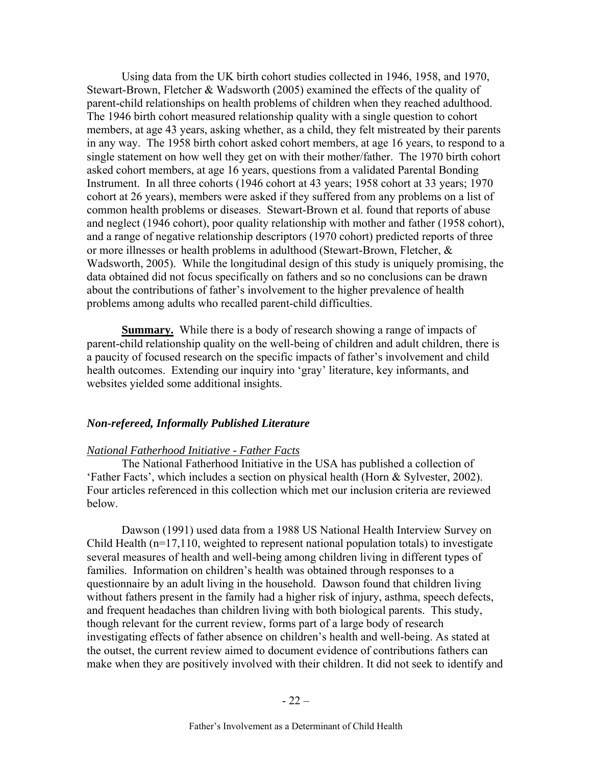Using data from the UK birth cohort studies collected in 1946, 1958, and 1970, Stewart-Brown, Fletcher & Wadsworth (2005) examined the effects of the quality of parent-child relationships on health problems of children when they reached adulthood. The 1946 birth cohort measured relationship quality with a single question to cohort members, at age 43 years, asking whether, as a child, they felt mistreated by their parents in any way. The 1958 birth cohort asked cohort members, at age 16 years, to respond to a single statement on how well they get on with their mother/father. The 1970 birth cohort asked cohort members, at age 16 years, questions from a validated Parental Bonding Instrument. In all three cohorts (1946 cohort at 43 years; 1958 cohort at 33 years; 1970 cohort at 26 years), members were asked if they suffered from any problems on a list of common health problems or diseases. Stewart-Brown et al. found that reports of abuse and neglect (1946 cohort), poor quality relationship with mother and father (1958 cohort), and a range of negative relationship descriptors (1970 cohort) predicted reports of three or more illnesses or health problems in adulthood (Stewart-Brown, Fletcher, & Wadsworth, 2005). While the longitudinal design of this study is uniquely promising, the data obtained did not focus specifically on fathers and so no conclusions can be drawn about the contributions of father's involvement to the higher prevalence of health problems among adults who recalled parent-child difficulties.

**Summary.** While there is a body of research showing a range of impacts of parent-child relationship quality on the well-being of children and adult children, there is a paucity of focused research on the specific impacts of father's involvement and child health outcomes. Extending our inquiry into 'gray' literature, key informants, and websites yielded some additional insights.

### *Non-refereed, Informally Published Literature*

*National Fatherhood Initiative - Father Facts*

The National Fatherhood Initiative in the USA has published a collection of 'Father Facts', which includes a section on physical health (Horn & Sylvester, 2002). Four articles referenced in this collection which met our inclusion criteria are reviewed below.

Dawson (1991) used data from a 1988 US National Health Interview Survey on Child Health (n=17,110, weighted to represent national population totals) to investigate several measures of health and well-being among children living in different types of families. Information on children's health was obtained through responses to a questionnaire by an adult living in the household. Dawson found that children living without fathers present in the family had a higher risk of injury, asthma, speech defects, and frequent headaches than children living with both biological parents. This study, though relevant for the current review, forms part of a large body of research investigating effects of father absence on children's health and well-being. As stated at the outset, the current review aimed to document evidence of contributions fathers can make when they are positively involved with their children. It did not seek to identify and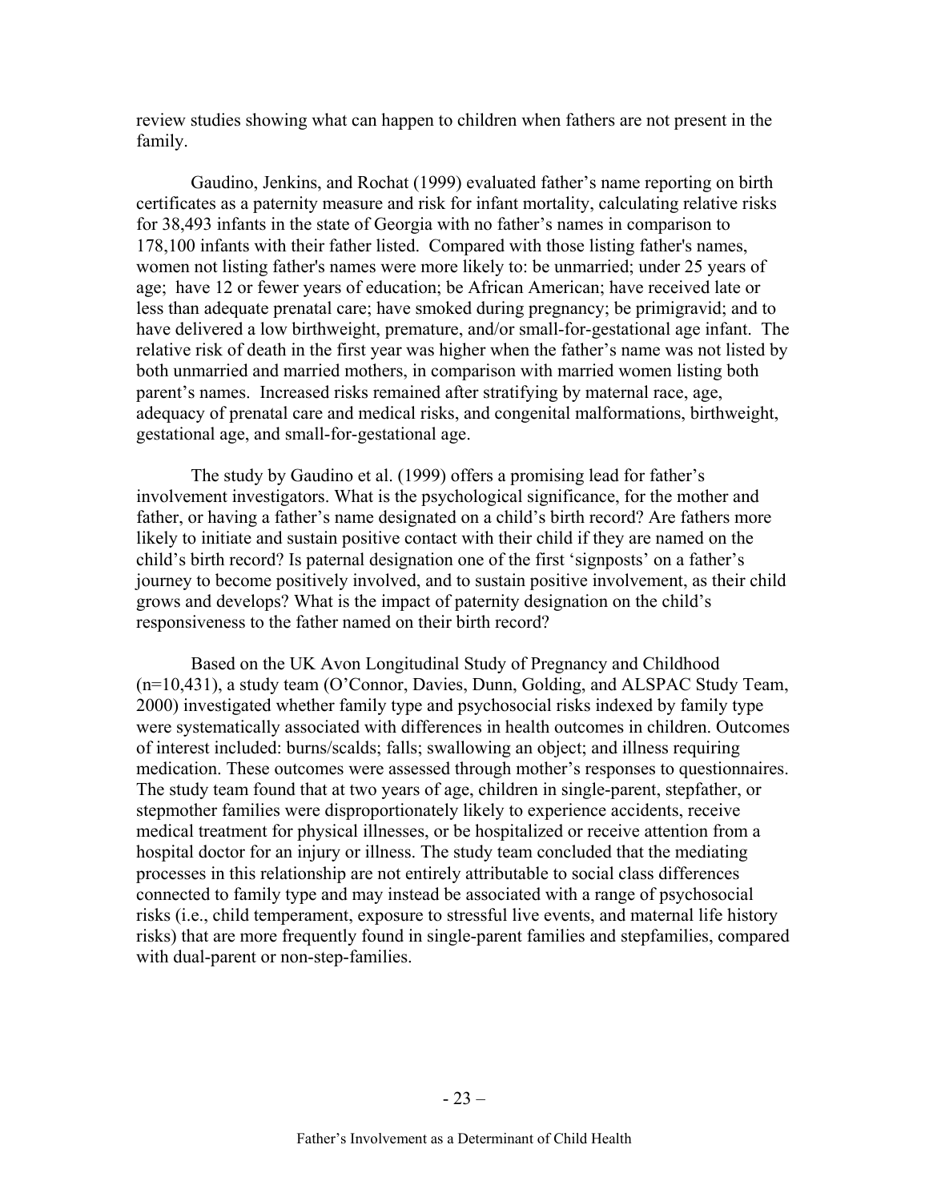review studies showing what can happen to children when fathers are not present in the family.

Gaudino, Jenkins, and Rochat (1999) evaluated father's name reporting on birth certificates as a paternity measure and risk for infant mortality, calculating relative risks for 38,493 infants in the state of Georgia with no father's names in comparison to 178,100 infants with their father listed. Compared with those listing father's names, women not listing father's names were more likely to: be unmarried; under 25 years of age; have 12 or fewer years of education; be African American; have received late or less than adequate prenatal care; have smoked during pregnancy; be primigravid; and to have delivered a low birthweight, premature, and/or small-for-gestational age infant. The relative risk of death in the first year was higher when the father's name was not listed by both unmarried and married mothers, in comparison with married women listing both parent's names. Increased risks remained after stratifying by maternal race, age, adequacy of prenatal care and medical risks, and congenital malformations, birthweight, gestational age, and small-for-gestational age.

The study by Gaudino et al. (1999) offers a promising lead for father's involvement investigators. What is the psychological significance, for the mother and father, or having a father's name designated on a child's birth record? Are fathers more likely to initiate and sustain positive contact with their child if they are named on the child's birth record? Is paternal designation one of the first 'signposts' on a father's journey to become positively involved, and to sustain positive involvement, as their child grows and develops? What is the impact of paternity designation on the child's responsiveness to the father named on their birth record?

Based on the UK Avon Longitudinal Study of Pregnancy and Childhood (n=10,431), a study team (O'Connor, Davies, Dunn, Golding, and ALSPAC Study Team, 2000) investigated whether family type and psychosocial risks indexed by family type were systematically associated with differences in health outcomes in children. Outcomes of interest included: burns/scalds; falls; swallowing an object; and illness requiring medication. These outcomes were assessed through mother's responses to questionnaires. The study team found that at two years of age, children in single-parent, stepfather, or stepmother families were disproportionately likely to experience accidents, receive medical treatment for physical illnesses, or be hospitalized or receive attention from a hospital doctor for an injury or illness. The study team concluded that the mediating processes in this relationship are not entirely attributable to social class differences connected to family type and may instead be associated with a range of psychosocial risks (i.e., child temperament, exposure to stressful live events, and maternal life history risks) that are more frequently found in single-parent families and stepfamilies, compared with dual-parent or non-step-families.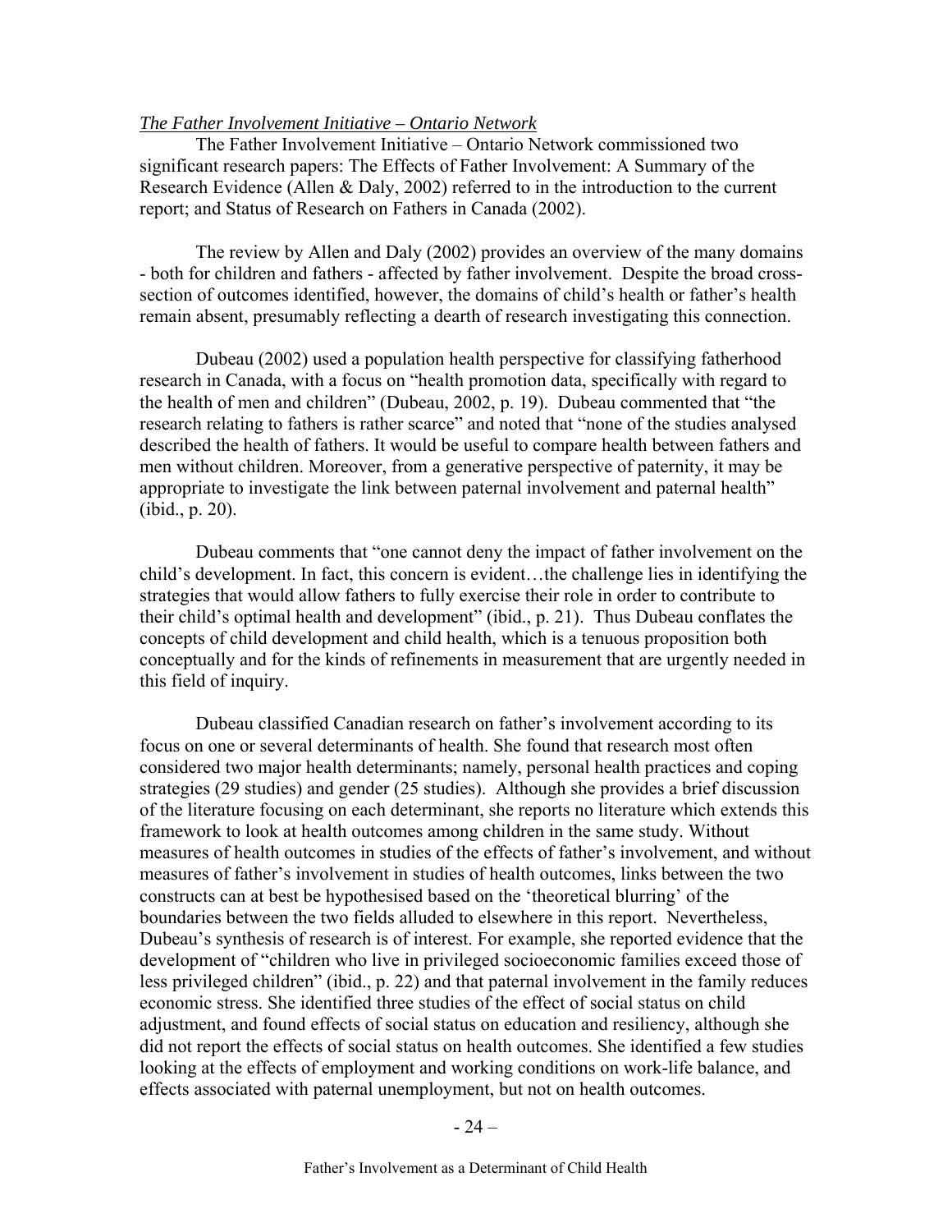*The Father Involvement Initiative – Ontario Network*

The Father Involvement Initiative – Ontario Network commissioned two significant research papers: The Effects of Father Involvement: A Summary of the Research Evidence (Allen & Daly, 2002) referred to in the introduction to the current report; and Status of Research on Fathers in Canada (2002).

The review by Allen and Daly (2002) provides an overview of the many domains - both for children and fathers - affected by father involvement. Despite the broad cross-section of outcomes identified, however, the domains of child's health or father's health remain absent, presumably reflecting a dearth of research investigating this connection.

Dubeau (2002) used a population health perspective for classifying fatherhood research in Canada, with a focus on "health promotion data, specifically with regard to the health of men and children" (Dubeau, 2002, p. 19). Dubeau commented that "the research relating to fathers is rather scarce" and noted that "none of the studies analysed described the health of fathers. It would be useful to compare health between fathers and men without children. Moreover, from a generative perspective of paternity, it may be appropriate to investigate the link between paternal involvement and paternal health" (ibid., p. 20).

Dubeau comments that "one cannot deny the impact of father involvement on the child's development. In fact, this concern is evident…the challenge lies in identifying the strategies that would allow fathers to fully exercise their role in order to contribute to their child's optimal health and development" (ibid., p. 21). Thus Dubeau conflates the concepts of child development and child health, which is a tenuous proposition both conceptually and for the kinds of refinements in measurement that are urgently needed in this field of inquiry.

Dubeau classified Canadian research on father's involvement according to its focus on one or several determinants of health. She found that research most often considered two major health determinants; namely, personal health practices and coping strategies (29 studies) and gender (25 studies). Although she provides a brief discussion of the literature focusing on each determinant, she reports no literature which extends this framework to look at health outcomes among children in the same study. Without measures of health outcomes in studies of the effects of father's involvement, and without measures of father's involvement in studies of health outcomes, links between the two constructs can at best be hypothesised based on the 'theoretical blurring' of the boundaries between the two fields alluded to elsewhere in this report. Nevertheless, Dubeau's synthesis of research is of interest. For example, she reported evidence that the development of "children who live in privileged socioeconomic families exceed those of less privileged children" (ibid., p. 22) and that paternal involvement in the family reduces economic stress. She identified three studies of the effect of social status on child adjustment, and found effects of social status on education and resiliency, although she did not report the effects of social status on health outcomes. She identified a few studies looking at the effects of employment and working conditions on work-life balance, and effects associated with paternal unemployment, but not on health outcomes.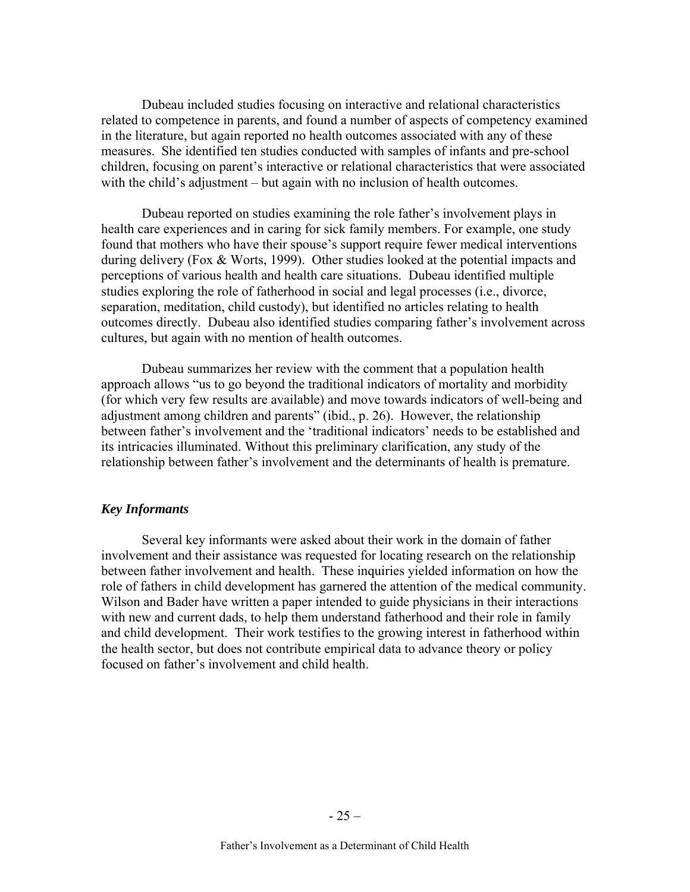Dubeau included studies focusing on interactive and relational characteristics related to competence in parents, and found a number of aspects of competency examined in the literature, but again reported no health outcomes associated with any of these measures. She identified ten studies conducted with samples of infants and pre-school children, focusing on parent's interactive or relational characteristics that were associated with the child's adjustment – but again with no inclusion of health outcomes.

Dubeau reported on studies examining the role father's involvement plays in health care experiences and in caring for sick family members. For example, one study found that mothers who have their spouse's support require fewer medical interventions during delivery (Fox & Worts, 1999). Other studies looked at the potential impacts and perceptions of various health and health care situations. Dubeau identified multiple studies exploring the role of fatherhood in social and legal processes (i.e., divorce, separation, meditation, child custody), but identified no articles relating to health outcomes directly. Dubeau also identified studies comparing father's involvement across cultures, but again with no mention of health outcomes.

Dubeau summarizes her review with the comment that a population health approach allows "us to go beyond the traditional indicators of mortality and morbidity (for which very few results are available) and move towards indicators of well-being and adjustment among children and parents" (ibid., p. 26). However, the relationship between father's involvement and the 'traditional indicators' needs to be established and its intricacies illuminated. Without this preliminary clarification, any study of the relationship between father's involvement and the determinants of health is premature.

### *Key Informants*

Several key informants were asked about their work in the domain of father involvement and their assistance was requested for locating research on the relationship between father involvement and health. These inquiries yielded information on how the role of fathers in child development has garnered the attention of the medical community. Wilson and Bader have written a paper intended to guide physicians in their interactions with new and current dads, to help them understand fatherhood and their role in family and child development. Their work testifies to the growing interest in fatherhood within the health sector, but does not contribute empirical data to advance theory or policy focused on father's involvement and child health.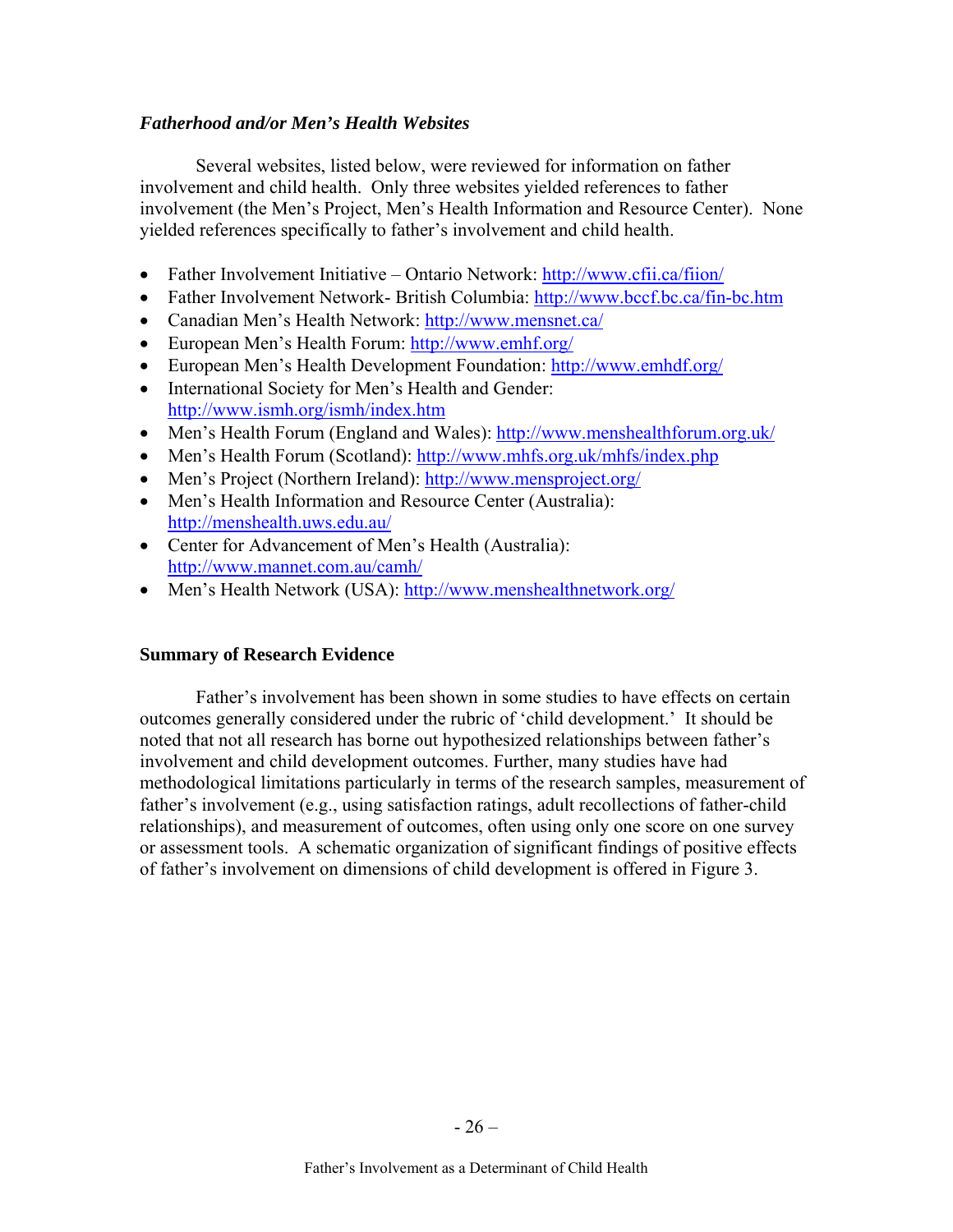### *Fatherhood and/or Men's Health Websites*

Several websites, listed below, were reviewed for information on father involvement and child health. Only three websites yielded references to father involvement (the Men's Project, Men's Health Information and Resource Center). None yielded references specifically to father's involvement and child health.

- Father Involvement Initiative – Ontario Network: http://www.cfii.ca/fiion/
- Father Involvement Network- British Columbia: http://www.bccf.bc.ca/fin-bc.htm
- Canadian Men's Health Network: http://www.mensnet.ca/
- European Men's Health Forum: http://www.emhf.org/
- European Men's Health Development Foundation: http://www.emhdf.org/
- International Society for Men's Health and Gender: http://www.ismh.org/ismh/index.htm
- Men's Health Forum (England and Wales): http://www.menshealthforum.org.uk/
- Men's Health Forum (Scotland): http://www.mhfs.org.uk/mhfs/index.php
- Men's Project (Northern Ireland): http://www.mensproject.org/
- Men's Health Information and Resource Center (Australia): http://menshealth.uws.edu.au/
- Center for Advancement of Men's Health (Australia): http://www.mannet.com.au/camh/
- Men's Health Network (USA): http://www.menshealthnetwork.org/

## Summary of Research Evidence

Father's involvement has been shown in some studies to have effects on certain outcomes generally considered under the rubric of 'child development.' It should be noted that not all research has borne out hypothesized relationships between father's involvement and child development outcomes. Further, many studies have had methodological limitations particularly in terms of the research samples, measurement of father's involvement (e.g., using satisfaction ratings, adult recollections of father-child relationships), and measurement of outcomes, often using only one score on one survey or assessment tools. A schematic organization of significant findings of positive effects of father's involvement on dimensions of child development is offered in Figure 3.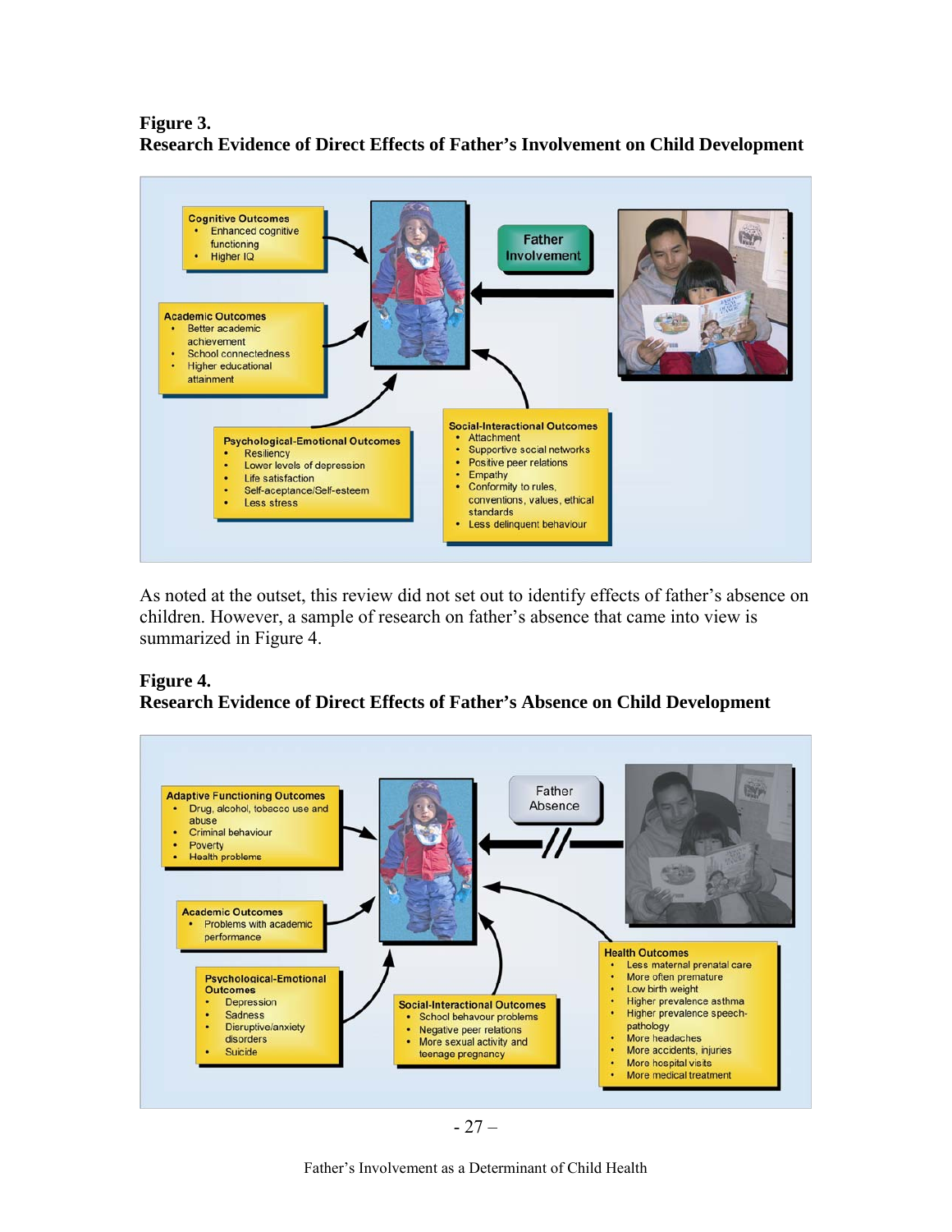**Figure 3.**
**Research Evidence of Direct Effects of Father's Involvement on Child Development**

**Father Involvement**

**Cognitive Outcomes**
- Enhanced cognitive functioning
- Higher IQ

**Academic Outcomes**
- Better academic achievement
- School connectedness
- Higher educational attainment

**Psychological-Emotional Outcomes**
- Resiliency
- Lower levels of depression
- Life satisfaction
- Self-aceptance/Self-esteem
- Less stress

**Social-Interactional Outcomes**
- Attachment
- Supportive social networks
- Positive peer relations
- Empathy
- Conformity to rules, conventions, values, ethical standards
- Less delinquent behaviour

As noted at the outset, this review did not set out to identify effects of father's absence on children. However, a sample of research on father's absence that came into view is summarized in Figure 4.

**Figure 4.**
**Research Evidence of Direct Effects of Father's Absence on Child Development**

**Father Absence**

**Adaptive Functioning Outcomes**
- Drug, alcohol, tobacco use and abuse
- Criminal behaviour
- Poverty
- Health problems

**Academic Outcomes**
- Problems with academic performance

**Psychological-Emotional Outcomes**
- Depression
- Sadness
- Disruptive/anxiety disorders
- Suicide

**Social-Interactional Outcomes**
- School behavour problems
- Negative peer relations
- More sexual activity and teenage pregnancy

**Health Outcomes**
- Less maternal prenatal care
- More often premature
- Low birth weight
- Higher prevalence asthma
- Higher prevalence speech-pathology
- More headaches
- More accidents, injuries
- More hospital visits
- More medical treatment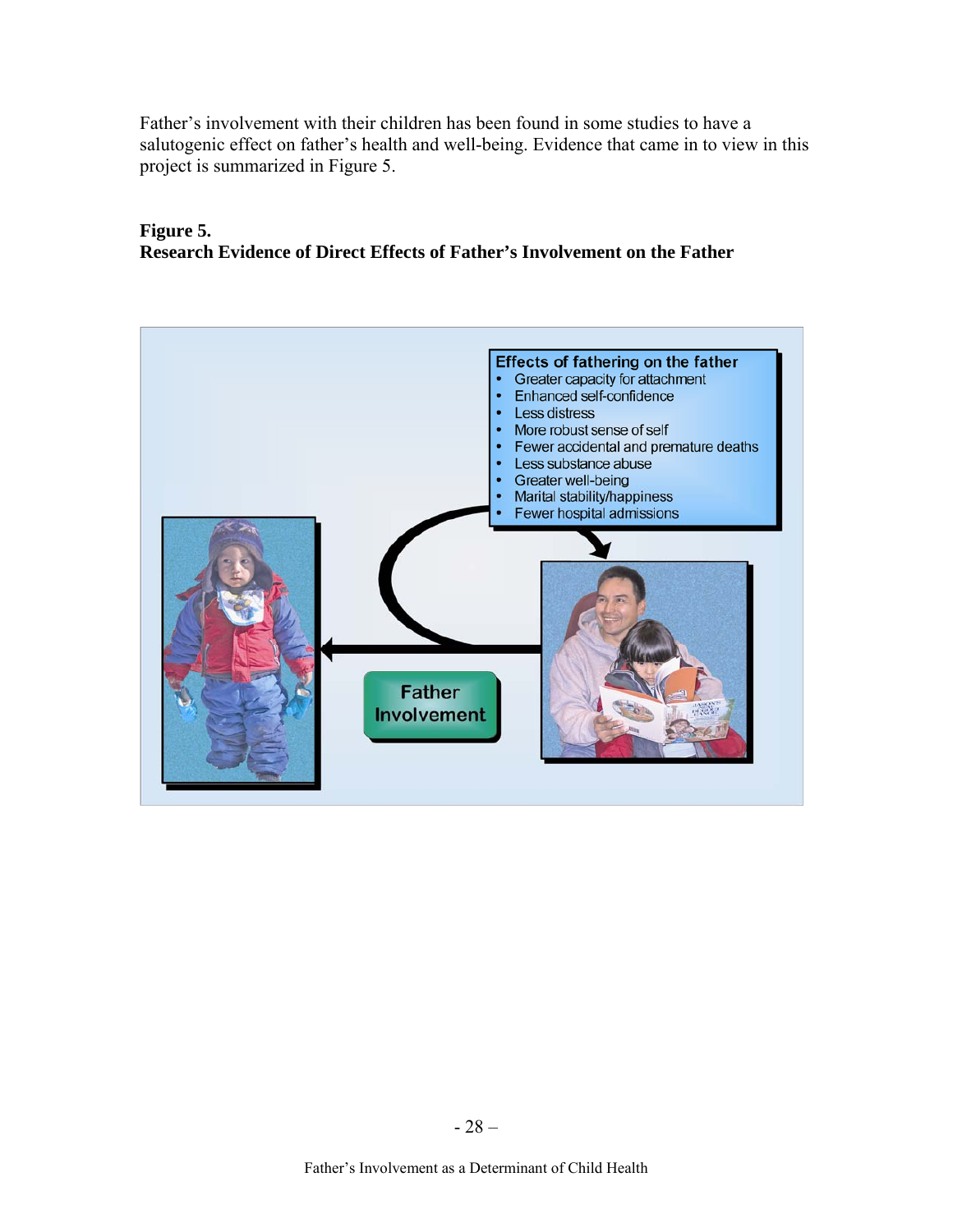Father's involvement with their children has been found in some studies to have a salutogenic effect on father's health and well-being. Evidence that came in to view in this project is summarized in Figure 5.

**Figure 5.**
**Research Evidence of Direct Effects of Father's Involvement on the Father**

**Effects of fathering on the father**

- Greater capacity for attachment
- Enhanced self-confidence
- Less distress
- More robust sense of self
- Fewer accidental and premature deaths
- Less substance abuse
- Greater well-being
- Marital stability/happiness
- Fewer hospital admissions

Father Involvement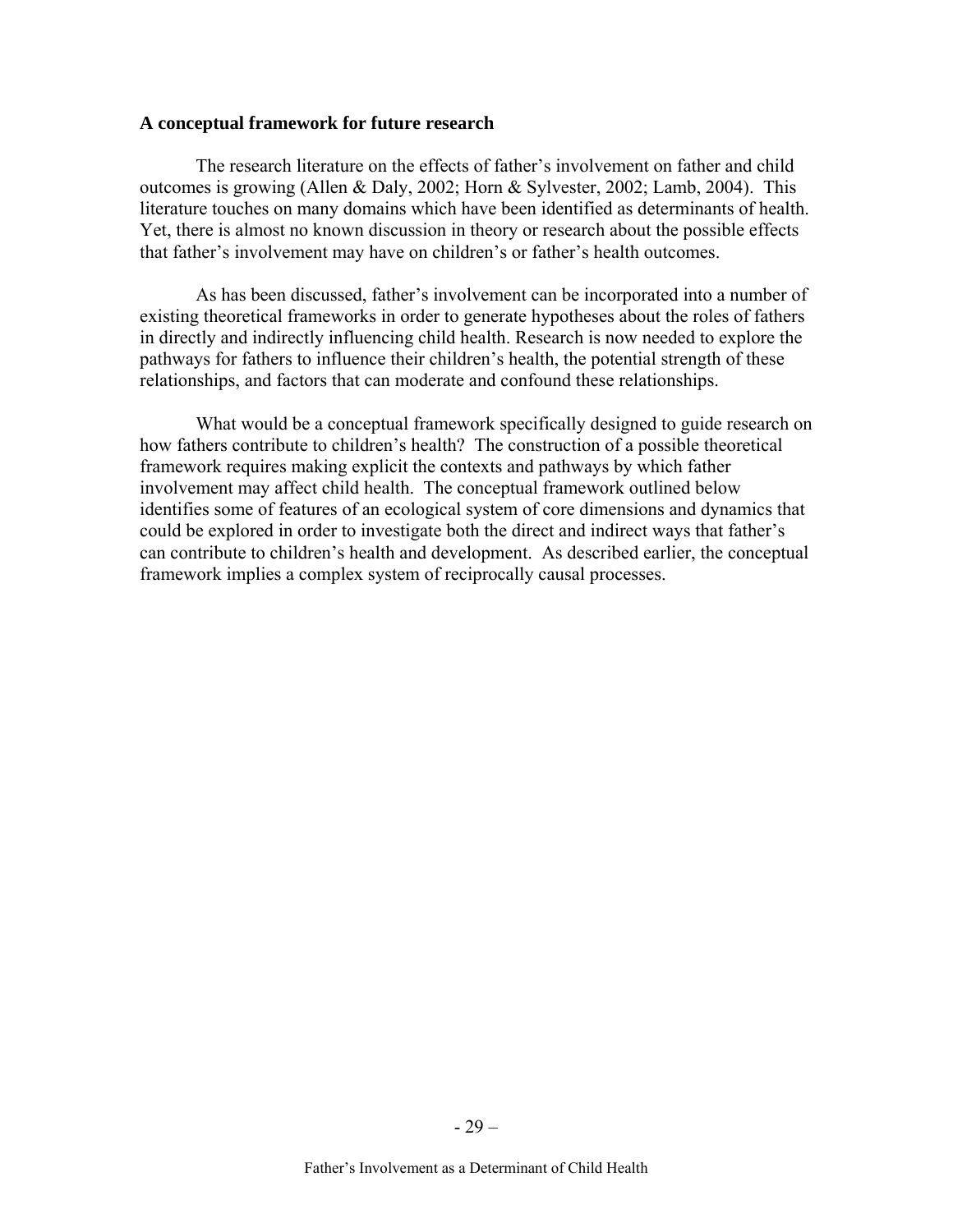### A conceptual framework for future research

The research literature on the effects of father's involvement on father and child outcomes is growing (Allen & Daly, 2002; Horn & Sylvester, 2002; Lamb, 2004). This literature touches on many domains which have been identified as determinants of health. Yet, there is almost no known discussion in theory or research about the possible effects that father's involvement may have on children's or father's health outcomes.

As has been discussed, father's involvement can be incorporated into a number of existing theoretical frameworks in order to generate hypotheses about the roles of fathers in directly and indirectly influencing child health. Research is now needed to explore the pathways for fathers to influence their children's health, the potential strength of these relationships, and factors that can moderate and confound these relationships.

What would be a conceptual framework specifically designed to guide research on how fathers contribute to children's health? The construction of a possible theoretical framework requires making explicit the contexts and pathways by which father involvement may affect child health. The conceptual framework outlined below identifies some of features of an ecological system of core dimensions and dynamics that could be explored in order to investigate both the direct and indirect ways that father's can contribute to children's health and development. As described earlier, the conceptual framework implies a complex system of reciprocally causal processes.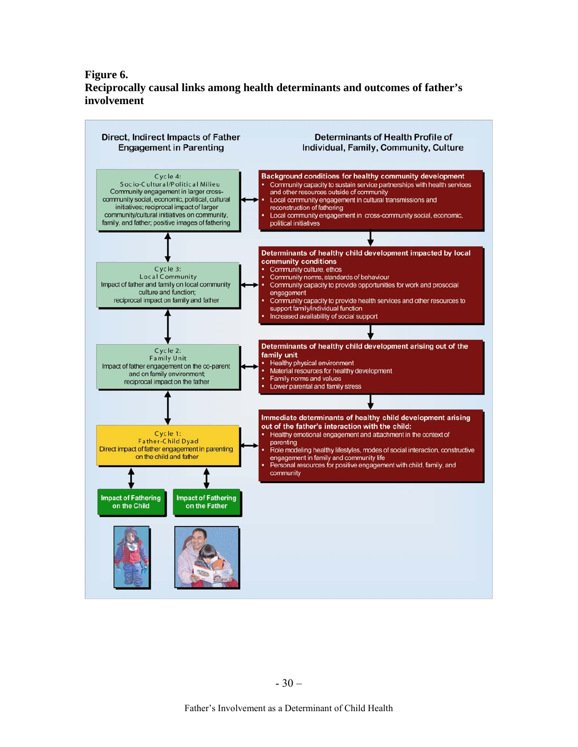**Figure 6.**
**Reciprocally causal links among health determinants and outcomes of father's involvement**

**Direct, Indirect Impacts of Father Engagement in Parenting**

**Determinants of Health Profile of Individual, Family, Community, Culture**

Cycle 4:
Socio-Cultural/Political Milieu
Community engagement in larger cross-community social, economic, political, cultural initiatives; reciprocal impact of larger community/cultural initiatives on community, family, and father; positive images of fathering

**Background conditions for healthy community development**

- Community capacity to sustain service partnerships with health services and other resources outside of community
- Local community engagement in cultural transmissions and reconstruction of fathering
- Local community engagement in cross-community social, economic, political initiatives

Cycle 3:
Local Community
Impact of father and family on local community culture and function;
reciprocal impact on family and father

**Determinants of healthy child development impacted by local community conditions**

- Community culture, ethos
- Community norms, standards of behaviour
- Community capacity to provide opportunities for work and prosocial engagement
- Community capacity to provide health services and other resources to support family/individual function
- Increased availability of social support

Cycle 2:
Family Unit
Impact of father engagement on the co-parent and on family environment;
reciprocal impact on the father

**Determinants of healthy child development arising out of the family unit**

- Healthy physical environment
- Material resources for healthy development
- Family norms and values
- Lower parental and family stress

Cycle 1:
Father-Child Dyad
Direct impact of father engagement in parenting on the child and father

**Immediate determinants of healthy child development arising out of the father's interaction with the child:**

- Healthy emotional engagement and attachment in the context of parenting
- Role modeling healthy lifestyles, modes of social interaction, constructive engagement in family and community life
- Personal resources for positive engagement with child, family, and community

**Impact of Fathering on the Child**

**Impact of Fathering on the Father**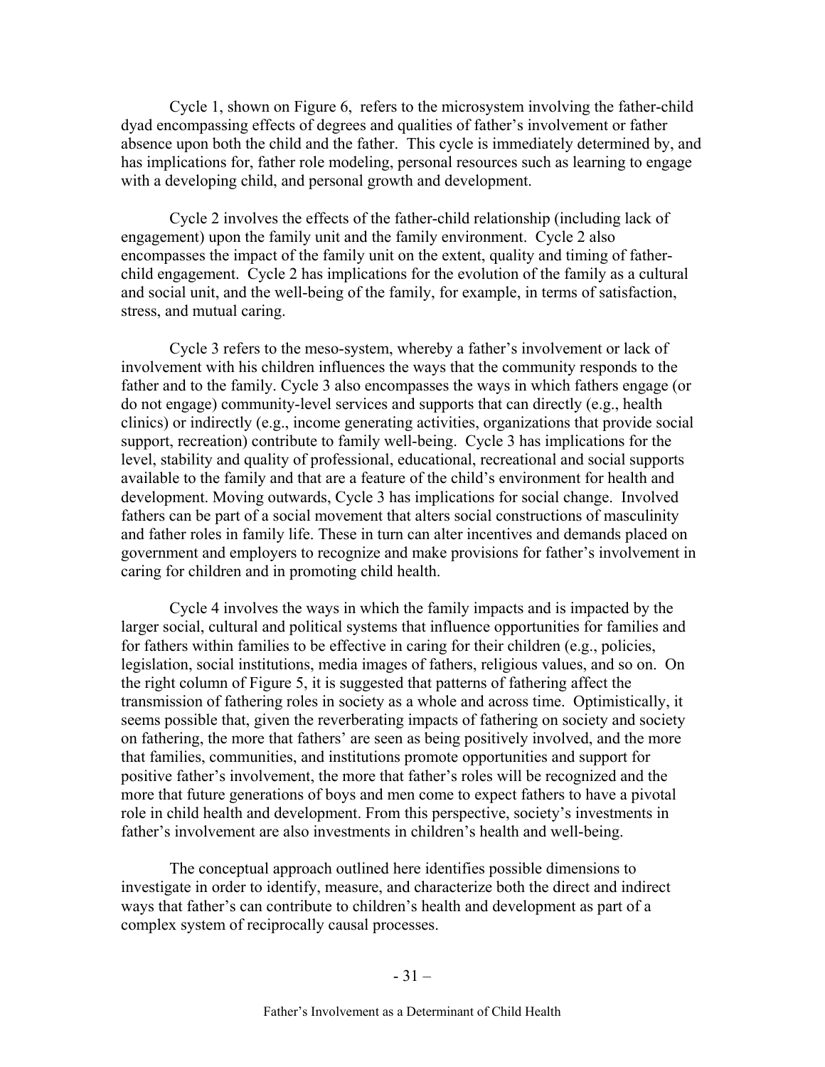Cycle 1, shown on Figure 6, refers to the microsystem involving the father-child dyad encompassing effects of degrees and qualities of father's involvement or father absence upon both the child and the father. This cycle is immediately determined by, and has implications for, father role modeling, personal resources such as learning to engage with a developing child, and personal growth and development.

Cycle 2 involves the effects of the father-child relationship (including lack of engagement) upon the family unit and the family environment. Cycle 2 also encompasses the impact of the family unit on the extent, quality and timing of father-child engagement. Cycle 2 has implications for the evolution of the family as a cultural and social unit, and the well-being of the family, for example, in terms of satisfaction, stress, and mutual caring.

Cycle 3 refers to the meso-system, whereby a father's involvement or lack of involvement with his children influences the ways that the community responds to the father and to the family. Cycle 3 also encompasses the ways in which fathers engage (or do not engage) community-level services and supports that can directly (e.g., health clinics) or indirectly (e.g., income generating activities, organizations that provide social support, recreation) contribute to family well-being. Cycle 3 has implications for the level, stability and quality of professional, educational, recreational and social supports available to the family and that are a feature of the child's environment for health and development. Moving outwards, Cycle 3 has implications for social change. Involved fathers can be part of a social movement that alters social constructions of masculinity and father roles in family life. These in turn can alter incentives and demands placed on government and employers to recognize and make provisions for father's involvement in caring for children and in promoting child health.

Cycle 4 involves the ways in which the family impacts and is impacted by the larger social, cultural and political systems that influence opportunities for families and for fathers within families to be effective in caring for their children (e.g., policies, legislation, social institutions, media images of fathers, religious values, and so on. On the right column of Figure 5, it is suggested that patterns of fathering affect the transmission of fathering roles in society as a whole and across time. Optimistically, it seems possible that, given the reverberating impacts of fathering on society and society on fathering, the more that fathers' are seen as being positively involved, and the more that families, communities, and institutions promote opportunities and support for positive father's involvement, the more that father's roles will be recognized and the more that future generations of boys and men come to expect fathers to have a pivotal role in child health and development. From this perspective, society's investments in father's involvement are also investments in children's health and well-being.

The conceptual approach outlined here identifies possible dimensions to investigate in order to identify, measure, and characterize both the direct and indirect ways that father's can contribute to children's health and development as part of a complex system of reciprocally causal processes.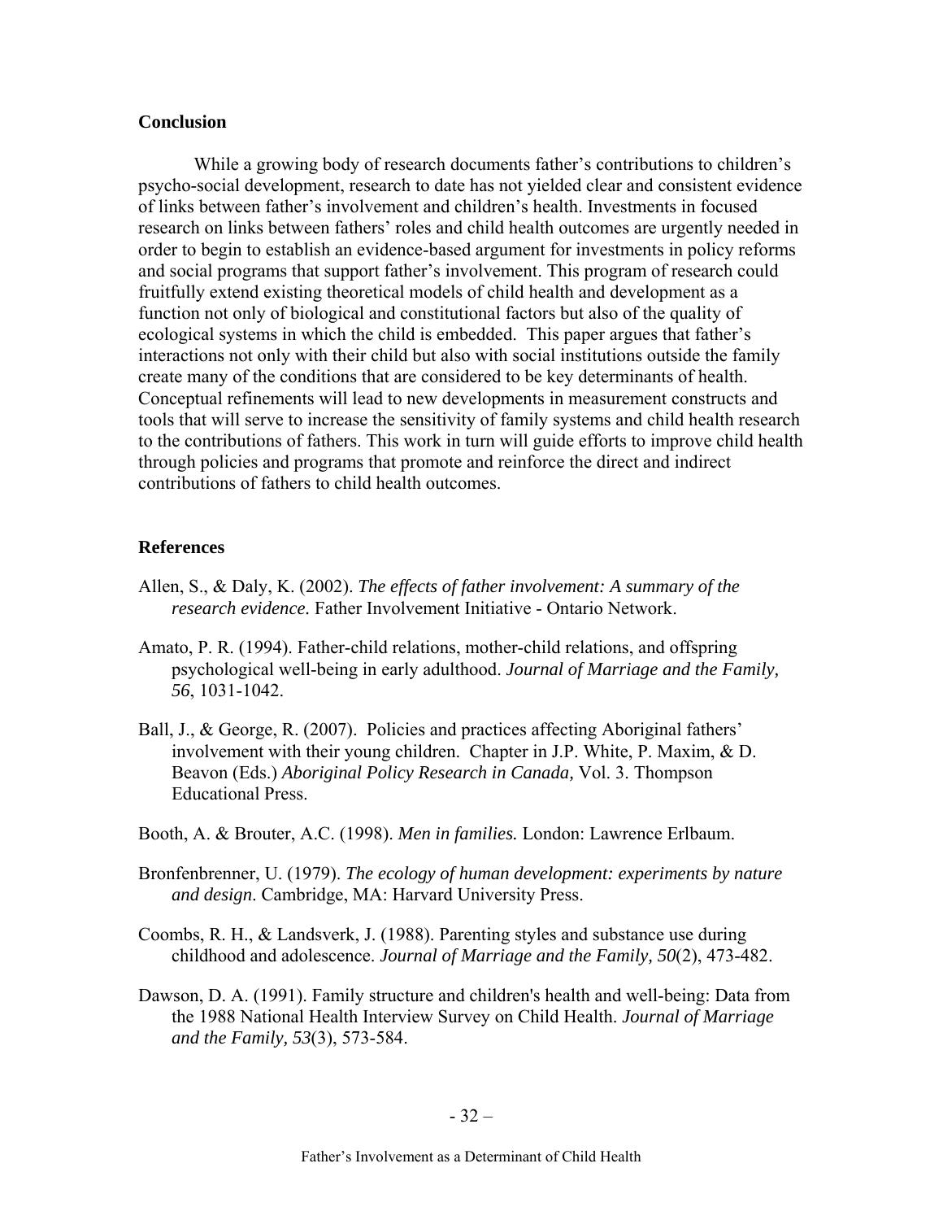## Conclusion

While a growing body of research documents father's contributions to children's psycho-social development, research to date has not yielded clear and consistent evidence of links between father's involvement and children's health. Investments in focused research on links between fathers' roles and child health outcomes are urgently needed in order to begin to establish an evidence-based argument for investments in policy reforms and social programs that support father's involvement. This program of research could fruitfully extend existing theoretical models of child health and development as a function not only of biological and constitutional factors but also of the quality of ecological systems in which the child is embedded. This paper argues that father's interactions not only with their child but also with social institutions outside the family create many of the conditions that are considered to be key determinants of health. Conceptual refinements will lead to new developments in measurement constructs and tools that will serve to increase the sensitivity of family systems and child health research to the contributions of fathers. This work in turn will guide efforts to improve child health through policies and programs that promote and reinforce the direct and indirect contributions of fathers to child health outcomes.

## References

Allen, S., & Daly, K. (2002). *The effects of father involvement: A summary of the research evidence.* Father Involvement Initiative - Ontario Network.

Amato, P. R. (1994). Father-child relations, mother-child relations, and offspring psychological well-being in early adulthood. *Journal of Marriage and the Family, 56*, 1031-1042.

Ball, J., & George, R. (2007). Policies and practices affecting Aboriginal fathers' involvement with their young children. Chapter in J.P. White, P. Maxim, & D. Beavon (Eds.) *Aboriginal Policy Research in Canada,* Vol. 3. Thompson Educational Press.

Booth, A. & Brouter, A.C. (1998). *Men in families.* London: Lawrence Erlbaum.

Bronfenbrenner, U. (1979). *The ecology of human development: experiments by nature and design*. Cambridge, MA: Harvard University Press.

Coombs, R. H., & Landsverk, J. (1988). Parenting styles and substance use during childhood and adolescence. *Journal of Marriage and the Family, 50*(2), 473-482.

Dawson, D. A. (1991). Family structure and children's health and well-being: Data from the 1988 National Health Interview Survey on Child Health. *Journal of Marriage and the Family, 53*(3), 573-584.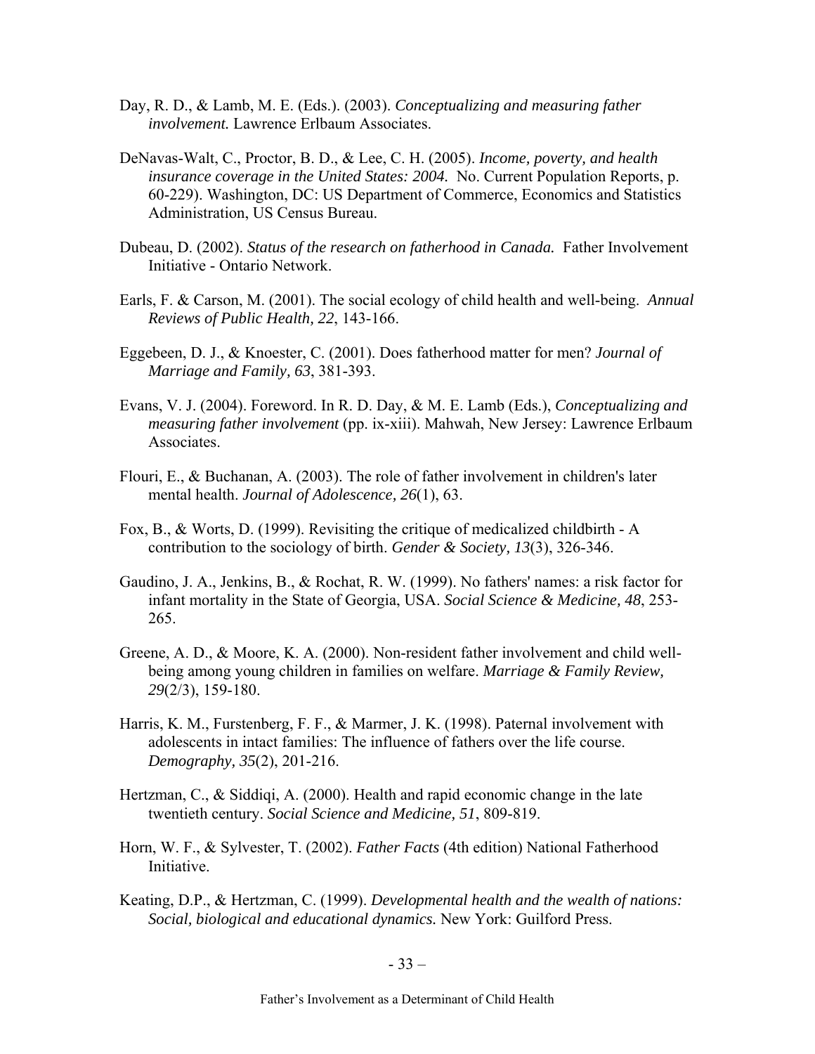Day, R. D., & Lamb, M. E. (Eds.). (2003). *Conceptualizing and measuring father involvement.* Lawrence Erlbaum Associates.

DeNavas-Walt, C., Proctor, B. D., & Lee, C. H. (2005). *Income, poverty, and health insurance coverage in the United States: 2004.* No. Current Population Reports, p. 60-229). Washington, DC: US Department of Commerce, Economics and Statistics Administration, US Census Bureau.

Dubeau, D. (2002). *Status of the research on fatherhood in Canada.* Father Involvement Initiative - Ontario Network.

Earls, F. & Carson, M. (2001). The social ecology of child health and well-being. *Annual Reviews of Public Health, 22*, 143-166.

Eggebeen, D. J., & Knoester, C. (2001). Does fatherhood matter for men? *Journal of Marriage and Family, 63*, 381-393.

Evans, V. J. (2004). Foreword. In R. D. Day, & M. E. Lamb (Eds.), *Conceptualizing and measuring father involvement* (pp. ix-xiii). Mahwah, New Jersey: Lawrence Erlbaum Associates.

Flouri, E., & Buchanan, A. (2003). The role of father involvement in children's later mental health. *Journal of Adolescence, 26*(1), 63.

Fox, B., & Worts, D. (1999). Revisiting the critique of medicalized childbirth - A contribution to the sociology of birth. *Gender & Society, 13*(3), 326-346.

Gaudino, J. A., Jenkins, B., & Rochat, R. W. (1999). No fathers' names: a risk factor for infant mortality in the State of Georgia, USA. *Social Science & Medicine, 48*, 253-265.

Greene, A. D., & Moore, K. A. (2000). Non-resident father involvement and child well-being among young children in families on welfare. *Marriage & Family Review, 29*(2/3), 159-180.

Harris, K. M., Furstenberg, F. F., & Marmer, J. K. (1998). Paternal involvement with adolescents in intact families: The influence of fathers over the life course. *Demography, 35*(2), 201-216.

Hertzman, C., & Siddiqi, A. (2000). Health and rapid economic change in the late twentieth century. *Social Science and Medicine, 51*, 809-819.

Horn, W. F., & Sylvester, T. (2002). *Father Facts* (4th edition) National Fatherhood Initiative.

Keating, D.P., & Hertzman, C. (1999). *Developmental health and the wealth of nations: Social, biological and educational dynamics.* New York: Guilford Press.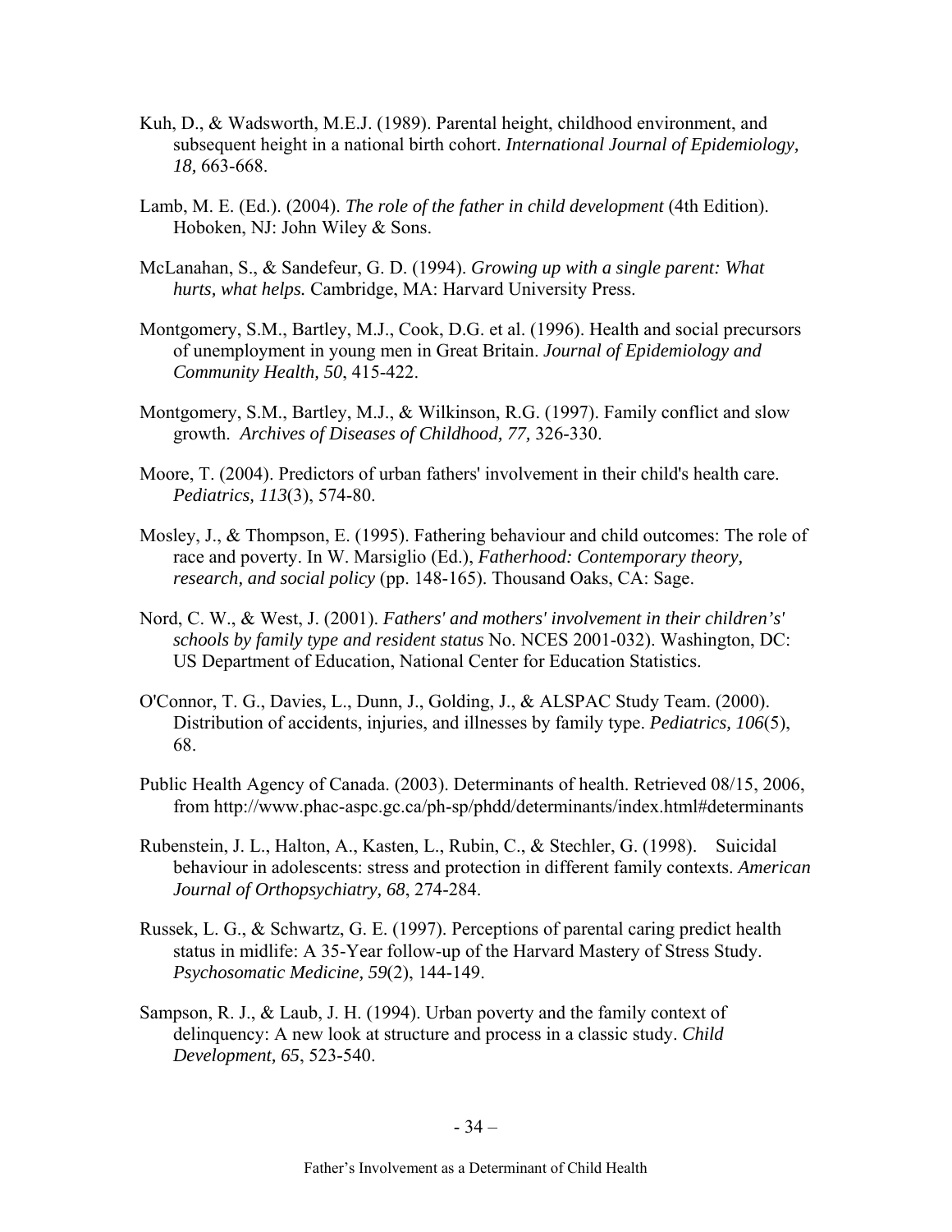Kuh, D., & Wadsworth, M.E.J. (1989). Parental height, childhood environment, and subsequent height in a national birth cohort. *International Journal of Epidemiology, 18,* 663-668.

Lamb, M. E. (Ed.). (2004). *The role of the father in child development* (4th Edition). Hoboken, NJ: John Wiley & Sons.

McLanahan, S., & Sandefeur, G. D. (1994). *Growing up with a single parent: What hurts, what helps.* Cambridge, MA: Harvard University Press.

Montgomery, S.M., Bartley, M.J., Cook, D.G. et al. (1996). Health and social precursors of unemployment in young men in Great Britain. *Journal of Epidemiology and Community Health, 50*, 415-422.

Montgomery, S.M., Bartley, M.J., & Wilkinson, R.G. (1997). Family conflict and slow growth. *Archives of Diseases of Childhood, 77,* 326-330.

Moore, T. (2004). Predictors of urban fathers' involvement in their child's health care. *Pediatrics, 113*(3), 574-80.

Mosley, J., & Thompson, E. (1995). Fathering behaviour and child outcomes: The role of race and poverty. In W. Marsiglio (Ed.), *Fatherhood: Contemporary theory, research, and social policy* (pp. 148-165). Thousand Oaks, CA: Sage.

Nord, C. W., & West, J. (2001). *Fathers' and mothers' involvement in their children's' schools by family type and resident status* No. NCES 2001-032). Washington, DC: US Department of Education, National Center for Education Statistics.

O'Connor, T. G., Davies, L., Dunn, J., Golding, J., & ALSPAC Study Team. (2000). Distribution of accidents, injuries, and illnesses by family type. *Pediatrics, 106*(5), 68.

Public Health Agency of Canada. (2003). Determinants of health. Retrieved 08/15, 2006, from http://www.phac-aspc.gc.ca/ph-sp/phdd/determinants/index.html#determinants

Rubenstein, J. L., Halton, A., Kasten, L., Rubin, C., & Stechler, G. (1998). Suicidal behaviour in adolescents: stress and protection in different family contexts. *American Journal of Orthopsychiatry, 68*, 274-284.

Russek, L. G., & Schwartz, G. E. (1997). Perceptions of parental caring predict health status in midlife: A 35-Year follow-up of the Harvard Mastery of Stress Study. *Psychosomatic Medicine, 59*(2), 144-149.

Sampson, R. J., & Laub, J. H. (1994). Urban poverty and the family context of delinquency: A new look at structure and process in a classic study. *Child Development, 65*, 523-540.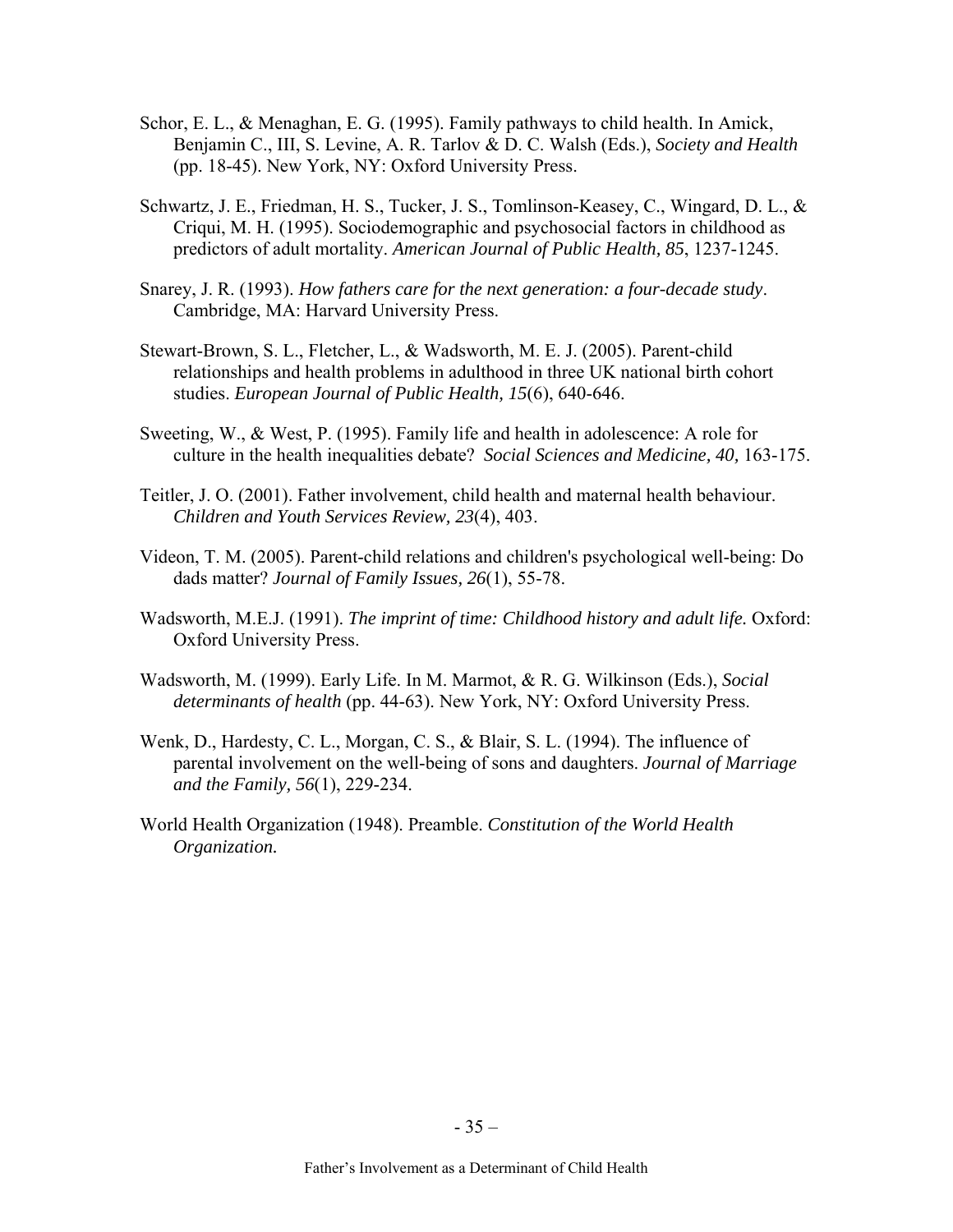Schor, E. L., & Menaghan, E. G. (1995). Family pathways to child health. In Amick, Benjamin C., III, S. Levine, A. R. Tarlov & D. C. Walsh (Eds.), *Society and Health* (pp. 18-45). New York, NY: Oxford University Press.

Schwartz, J. E., Friedman, H. S., Tucker, J. S., Tomlinson-Keasey, C., Wingard, D. L., & Criqui, M. H. (1995). Sociodemographic and psychosocial factors in childhood as predictors of adult mortality. *American Journal of Public Health, 85*, 1237-1245.

Snarey, J. R. (1993). *How fathers care for the next generation: a four-decade study*. Cambridge, MA: Harvard University Press.

Stewart-Brown, S. L., Fletcher, L., & Wadsworth, M. E. J. (2005). Parent-child relationships and health problems in adulthood in three UK national birth cohort studies. *European Journal of Public Health, 15*(6), 640-646.

Sweeting, W., & West, P. (1995). Family life and health in adolescence: A role for culture in the health inequalities debate? *Social Sciences and Medicine, 40,* 163-175.

Teitler, J. O. (2001). Father involvement, child health and maternal health behaviour. *Children and Youth Services Review, 23*(4), 403.

Videon, T. M. (2005). Parent-child relations and children's psychological well-being: Do dads matter? *Journal of Family Issues, 26*(1), 55-78.

Wadsworth, M.E.J. (1991). *The imprint of time: Childhood history and adult life.* Oxford: Oxford University Press.

Wadsworth, M. (1999). Early Life. In M. Marmot, & R. G. Wilkinson (Eds.), *Social determinants of health* (pp. 44-63). New York, NY: Oxford University Press.

Wenk, D., Hardesty, C. L., Morgan, C. S., & Blair, S. L. (1994). The influence of parental involvement on the well-being of sons and daughters. *Journal of Marriage and the Family, 56*(1), 229-234.

World Health Organization (1948). Preamble. *Constitution of the World Health Organization.*